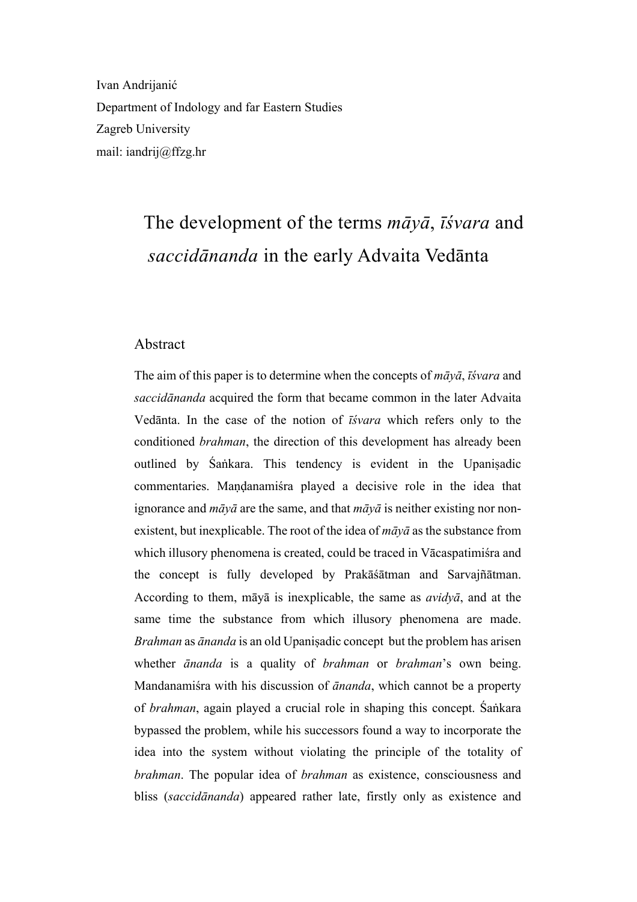Ivan Andrijanić
Department of Indology and far Eastern Studies
Zagreb University
mail: iandrij@ffzg.hr

# The development of the terms *māyā*, *īśvara* and *saccidānanda* in the early Advaita Vedānta

## Abstract

The aim of this paper is to determine when the concepts of *māyā*, *īśvara* and *saccidānanda* acquired the form that became common in the later Advaita Vedānta. In the case of the notion of *īśvara* which refers only to the conditioned *brahman*, the direction of this development has already been outlined by Śaṅkara. This tendency is evident in the Upaniṣadic commentaries. Maṇḍanamiśra played a decisive role in the idea that ignorance and *māyā* are the same, and that *māyā* is neither existing nor non-existent, but inexplicable. The root of the idea of *māyā* as the substance from which illusory phenomena is created, could be traced in Vācaspatimiśra and the concept is fully developed by Prakāśātman and Sarvajñātman. According to them, māyā is inexplicable, the same as *avidyā*, and at the same time the substance from which illusory phenomena are made. *Brahman* as *ānanda* is an old Upaniṣadic concept but the problem has arisen whether *ānanda* is a quality of *brahman* or *brahman*'s own being. Mandanamiśra with his discussion of *ānanda*, which cannot be a property of *brahman*, again played a crucial role in shaping this concept. Śaṅkara bypassed the problem, while his successors found a way to incorporate the idea into the system without violating the principle of the totality of *brahman*. The popular idea of *brahman* as existence, consciousness and bliss (*saccidānanda*) appeared rather late, firstly only as existence and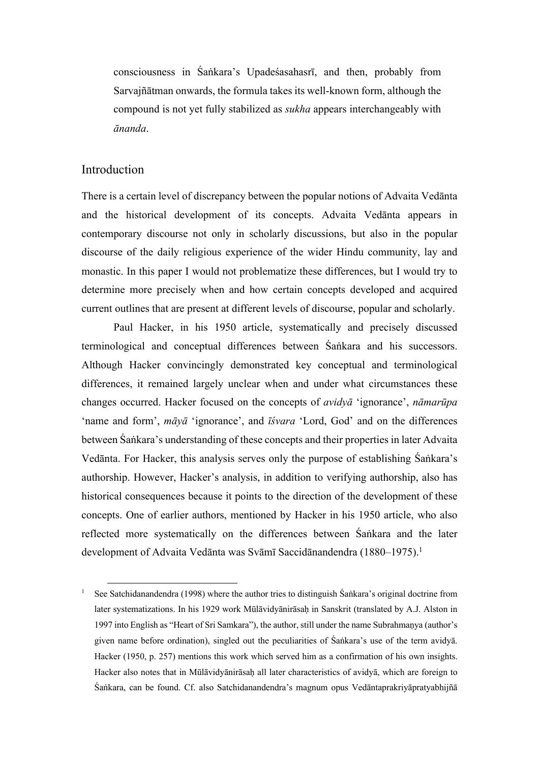consciousness in Śaṅkara's Upadeśasahasrī, and then, probably from Sarvajñātman onwards, the formula takes its well-known form, although the compound is not yet fully stabilized as *sukha* appears interchangeably with *ānanda*.

## Introduction

There is a certain level of discrepancy between the popular notions of Advaita Vedānta and the historical development of its concepts. Advaita Vedānta appears in contemporary discourse not only in scholarly discussions, but also in the popular discourse of the daily religious experience of the wider Hindu community, lay and monastic. In this paper I would not problematize these differences, but I would try to determine more precisely when and how certain concepts developed and acquired current outlines that are present at different levels of discourse, popular and scholarly.

Paul Hacker, in his 1950 article, systematically and precisely discussed terminological and conceptual differences between Śaṅkara and his successors. Although Hacker convincingly demonstrated key conceptual and terminological differences, it remained largely unclear when and under what circumstances these changes occurred. Hacker focused on the concepts of *avidyā* 'ignorance', *nāmarūpa* 'name and form', *māyā* 'ignorance', and *īśvara* 'Lord, God' and on the differences between Śaṅkara's understanding of these concepts and their properties in later Advaita Vedānta. For Hacker, this analysis serves only the purpose of establishing Śaṅkara's authorship. However, Hacker's analysis, in addition to verifying authorship, also has historical consequences because it points to the direction of the development of these concepts. One of earlier authors, mentioned by Hacker in his 1950 article, who also reflected more systematically on the differences between Śaṅkara and the later development of Advaita Vedānta was Svāmī Saccidānandendra (1880–1975).[1]

[1] See Satchidanandendra (1998) where the author tries to distinguish Śaṅkara's original doctrine from later systematizations. In his 1929 work Mūlāvidyānirāsaḥ in Sanskrit (translated by A.J. Alston in 1997 into English as "Heart of Sri Samkara"), the author, still under the name Subrahmaṇya (author's given name before ordination), singled out the peculiarities of Śaṅkara's use of the term avidyā. Hacker (1950, p. 257) mentions this work which served him as a confirmation of his own insights. Hacker also notes that in Mūlāvidyānirāsaḥ all later characteristics of avidyā, which are foreign to Śaṅkara, can be found. Cf. also Satchidanandendra's magnum opus Vedāntaprakriyāpratyabhijñā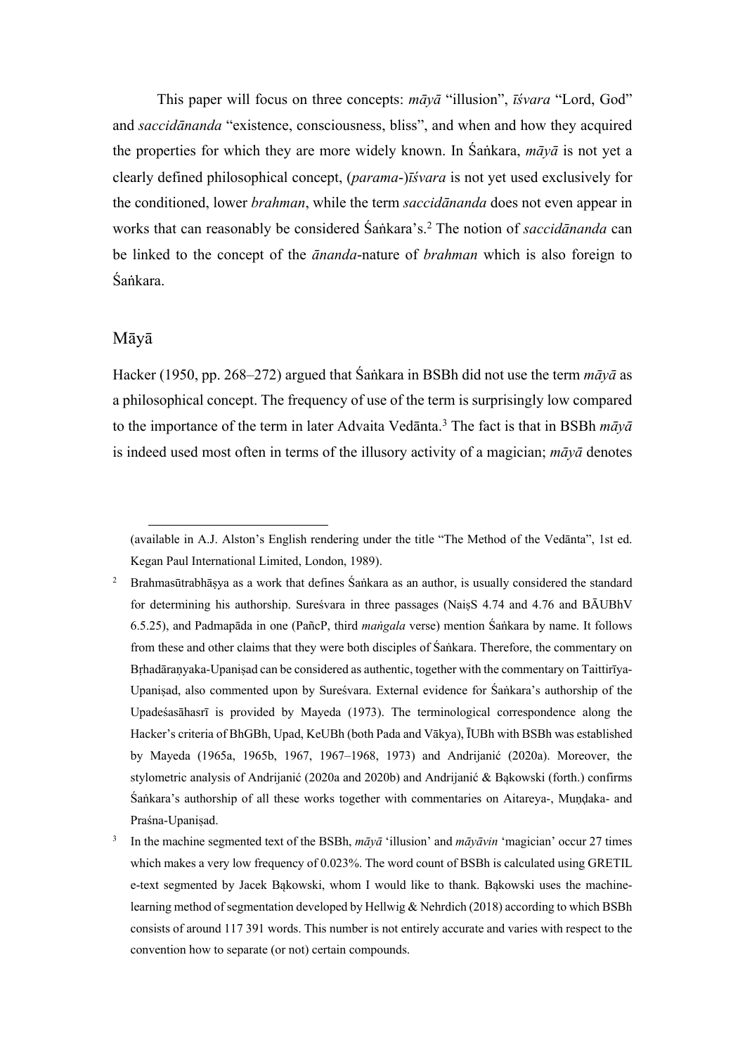This paper will focus on three concepts: *māyā* "illusion", *īśvara* "Lord, God" and *saccidānanda* "existence, consciousness, bliss", and when and how they acquired the properties for which they are more widely known. In Śaṅkara, *māyā* is not yet a clearly defined philosophical concept, (*parama*-)*īśvara* is not yet used exclusively for the conditioned, lower *brahman*, while the term *saccidānanda* does not even appear in works that can reasonably be considered Śaṅkara's.[2] The notion of *saccidānanda* can be linked to the concept of the *ānanda*-nature of *brahman* which is also foreign to Śaṅkara.

## Māyā

Hacker (1950, pp. 268–272) argued that Śaṅkara in BSBh did not use the term *māyā* as a philosophical concept. The frequency of use of the term is surprisingly low compared to the importance of the term in later Advaita Vedānta.[3] The fact is that in BSBh *māyā* is indeed used most often in terms of the illusory activity of a magician; *māyā* denotes

---

(available in A.J. Alston's English rendering under the title "The Method of the Vedānta", 1st ed. Kegan Paul International Limited, London, 1989).

[2] Brahmasūtrabhāṣya as a work that defines Śaṅkara as an author, is usually considered the standard for determining his authorship. Sureśvara in three passages (NaiṣS 4.74 and 4.76 and BĀUBhV 6.5.25), and Padmapāda in one (PañcP, third *maṅgala* verse) mention Śaṅkara by name. It follows from these and other claims that they were both disciples of Śaṅkara. Therefore, the commentary on Bṛhadāraṇyaka-Upaniṣad can be considered as authentic, together with the commentary on Taittirīya-Upaniṣad, also commented upon by Sureśvara. External evidence for Śaṅkara's authorship of the Upadeśasāhasrī is provided by Mayeda (1973). The terminological correspondence along the Hacker's criteria of BhGBh, Upad, KeUBh (both Pada and Vākya), ĪUBh with BSBh was established by Mayeda (1965a, 1965b, 1967, 1967–1968, 1973) and Andrijanić (2020a). Moreover, the stylometric analysis of Andrijanić (2020a and 2020b) and Andrijanić & Bąkowski (forth.) confirms Śaṅkara's authorship of all these works together with commentaries on Aitareya-, Muṇḍaka- and Praśna-Upaniṣad.

[3] In the machine segmented text of the BSBh, *māyā* 'illusion' and *māyāvin* 'magician' occur 27 times which makes a very low frequency of 0.023%. The word count of BSBh is calculated using GRETIL e-text segmented by Jacek Bąkowski, whom I would like to thank. Bąkowski uses the machine-learning method of segmentation developed by Hellwig & Nehrdich (2018) according to which BSBh consists of around 117 391 words. This number is not entirely accurate and varies with respect to the convention how to separate (or not) certain compounds.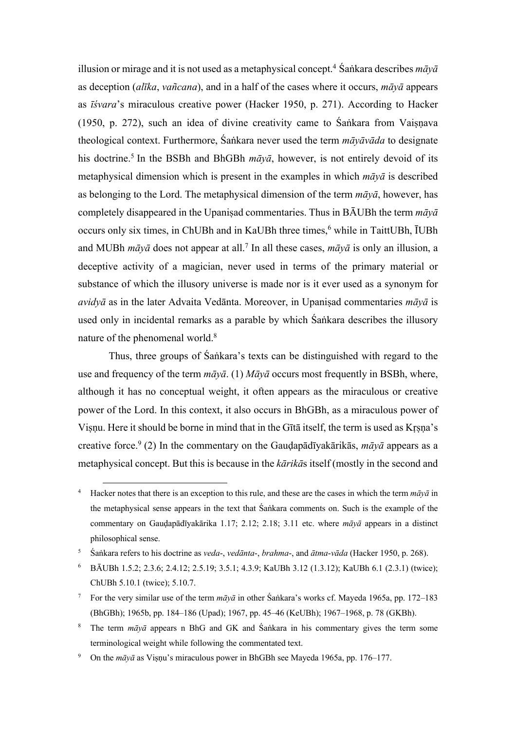illusion or mirage and it is not used as a metaphysical concept.[4] Śaṅkara describes *māyā* as deception (*alīka*, *vañcana*), and in a half of the cases where it occurs, *māyā* appears as *īśvara*'s miraculous creative power (Hacker 1950, p. 271). According to Hacker (1950, p. 272), such an idea of divine creativity came to Śaṅkara from Vaiṣṇava theological context. Furthermore, Śaṅkara never used the term *māyāvāda* to designate his doctrine.[5] In the BSBh and BhGBh *māyā*, however, is not entirely devoid of its metaphysical dimension which is present in the examples in which *māyā* is described as belonging to the Lord. The metaphysical dimension of the term *māyā*, however, has completely disappeared in the Upaniṣad commentaries. Thus in BĀUBh the term *māyā* occurs only six times, in ChUBh and in KaUBh three times,[6] while in TaittUBh, ĪUBh and MUBh *māyā* does not appear at all.[7] In all these cases, *māyā* is only an illusion, a deceptive activity of a magician, never used in terms of the primary material or substance of which the illusory universe is made nor is it ever used as a synonym for *avidyā* as in the later Advaita Vedānta. Moreover, in Upaniṣad commentaries *māyā* is used only in incidental remarks as a parable by which Śaṅkara describes the illusory nature of the phenomenal world.[8]

Thus, three groups of Śaṅkara's texts can be distinguished with regard to the use and frequency of the term *māyā*. (1) *Māyā* occurs most frequently in BSBh, where, although it has no conceptual weight, it often appears as the miraculous or creative power of the Lord. In this context, it also occurs in BhGBh, as a miraculous power of Viṣṇu. Here it should be borne in mind that in the Gītā itself, the term is used as Kṛṣṇa's creative force.[9] (2) In the commentary on the Gauḍapādīyakārikās, *māyā* appears as a metaphysical concept. But this is because in the *kārikā*s itself (mostly in the second and

---

[4] Hacker notes that there is an exception to this rule, and these are the cases in which the term *māyā* in the metaphysical sense appears in the text that Śaṅkara comments on. Such is the example of the commentary on Gauḍapādīyakārika 1.17; 2.12; 2.18; 3.11 etc. where *māyā* appears in a distinct philosophical sense.

[5] Śaṅkara refers to his doctrine as *veda*-, *vedānta*-, *brahma*-, and *ātma*-*vāda* (Hacker 1950, p. 268).

[6] BĀUBh 1.5.2; 2.3.6; 2.4.12; 2.5.19; 3.5.1; 4.3.9; KaUBh 3.12 (1.3.12); KaUBh 6.1 (2.3.1) (twice); ChUBh 5.10.1 (twice); 5.10.7.

[7] For the very similar use of the term *māyā* in other Śaṅkara's works cf. Mayeda 1965a, pp. 172–183 (BhGBh); 1965b, pp. 184–186 (Upad); 1967, pp. 45–46 (KeUBh); 1967–1968, p. 78 (GKBh).

[8] The term *māyā* appears n BhG and GK and Śaṅkara in his commentary gives the term some terminological weight while following the commentated text.

[9] On the *māyā* as Viṣṇu's miraculous power in BhGBh see Mayeda 1965a, pp. 176–177.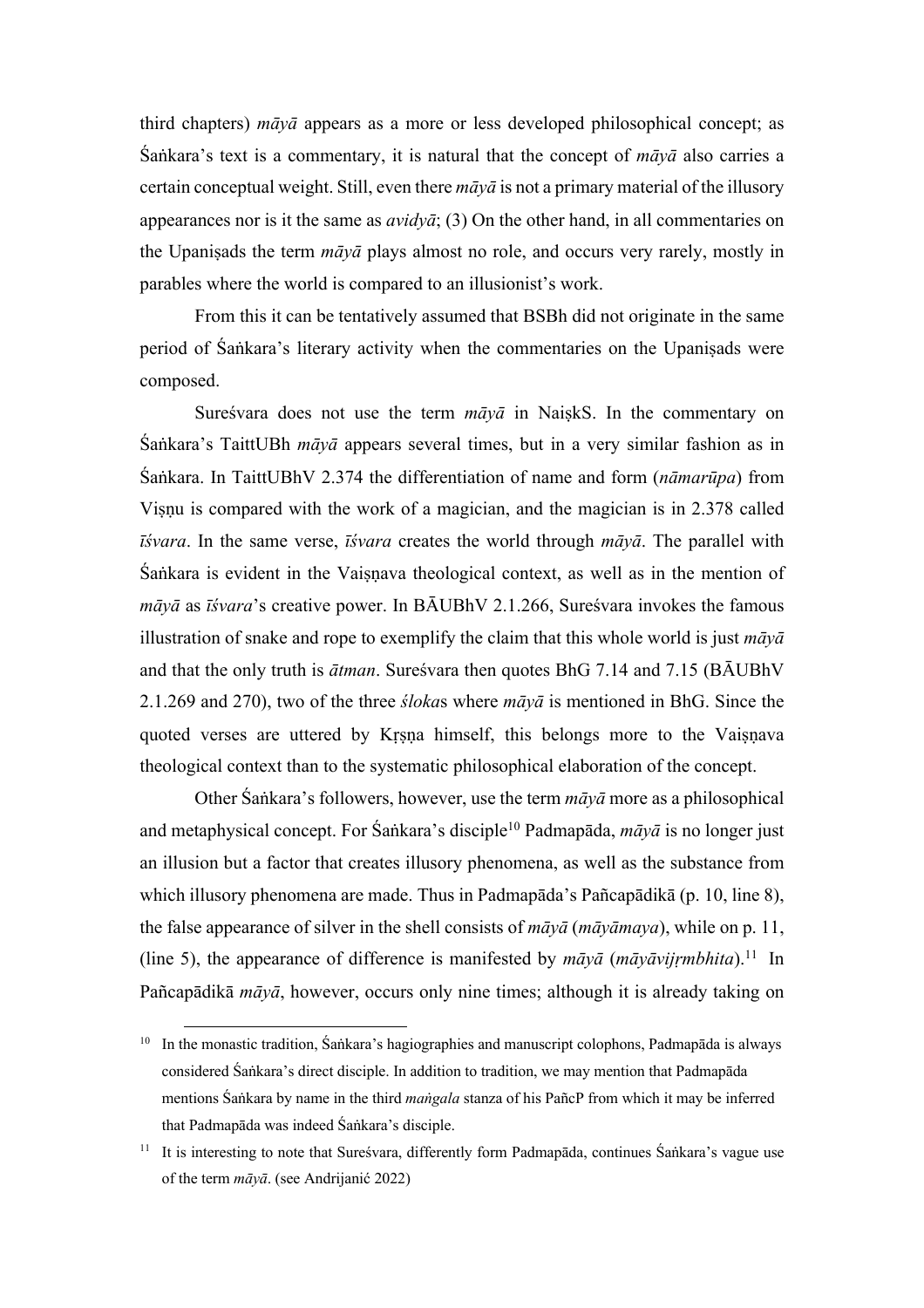third chapters) *māyā* appears as a more or less developed philosophical concept; as Śaṅkara's text is a commentary, it is natural that the concept of *māyā* also carries a certain conceptual weight. Still, even there *māyā* is not a primary material of the illusory appearances nor is it the same as *avidyā*; (3) On the other hand, in all commentaries on the Upaniṣads the term *māyā* plays almost no role, and occurs very rarely, mostly in parables where the world is compared to an illusionist's work.

From this it can be tentatively assumed that BSBh did not originate in the same period of Śaṅkara's literary activity when the commentaries on the Upaniṣads were composed.

Sureśvara does not use the term *māyā* in NaiṣkS. In the commentary on Śaṅkara's TaittUBh *māyā* appears several times, but in a very similar fashion as in Śaṅkara. In TaittUBhV 2.374 the differentiation of name and form (*nāmarūpa*) from Viṣṇu is compared with the work of a magician, and the magician is in 2.378 called *īśvara*. In the same verse, *īśvara* creates the world through *māyā*. The parallel with Śaṅkara is evident in the Vaiṣṇava theological context, as well as in the mention of *māyā* as *īśvara*'s creative power. In BĀUBhV 2.1.266, Sureśvara invokes the famous illustration of snake and rope to exemplify the claim that this whole world is just *māyā* and that the only truth is *ātman*. Sureśvara then quotes BhG 7.14 and 7.15 (BĀUBhV 2.1.269 and 270), two of the three *śloka*s where *māyā* is mentioned in BhG. Since the quoted verses are uttered by Kṛṣṇa himself, this belongs more to the Vaiṣṇava theological context than to the systematic philosophical elaboration of the concept.

Other Śaṅkara's followers, however, use the term *māyā* more as a philosophical and metaphysical concept. For Śaṅkara's disciple[10] Padmapāda, *māyā* is no longer just an illusion but a factor that creates illusory phenomena, as well as the substance from which illusory phenomena are made. Thus in Padmapāda's Pañcapādikā (p. 10, line 8), the false appearance of silver in the shell consists of *māyā* (*māyāmaya*), while on p. 11, (line 5), the appearance of difference is manifested by *māyā* (*māyāvijṛmbhita*).[11] In Pañcapādikā *māyā*, however, occurs only nine times; although it is already taking on

---

[10] In the monastic tradition, Śaṅkara's hagiographies and manuscript colophons, Padmapāda is always considered Śaṅkara's direct disciple. In addition to tradition, we may mention that Padmapāda mentions Śaṅkara by name in the third *maṅgala* stanza of his PañcP from which it may be inferred that Padmapāda was indeed Śaṅkara's disciple.

[11] It is interesting to note that Sureśvara, differently form Padmapāda, continues Śaṅkara's vague use of the term *māyā*. (see Andrijanić 2022)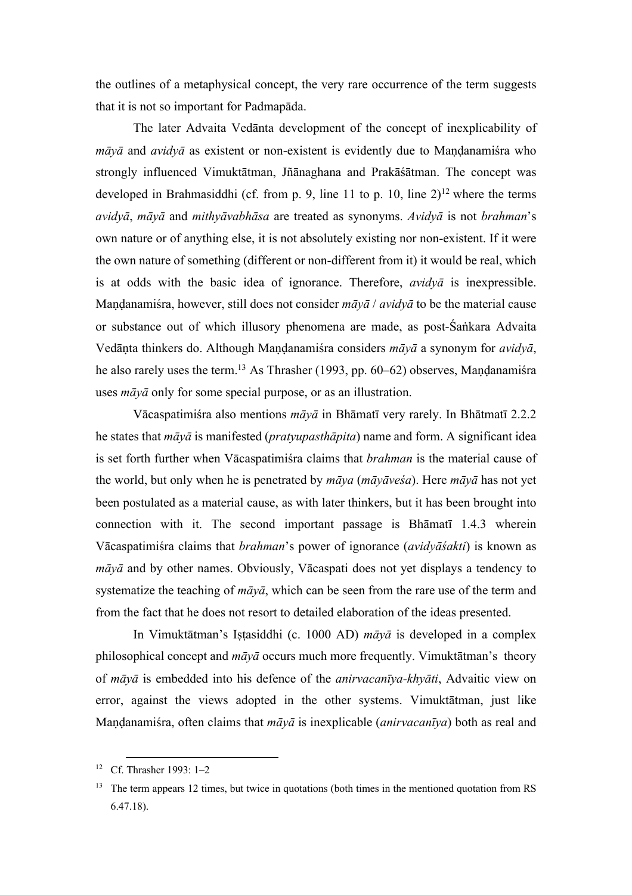the outlines of a metaphysical concept, the very rare occurrence of the term suggests that it is not so important for Padmapāda.

The later Advaita Vedānta development of the concept of inexplicability of *māyā* and *avidyā* as existent or non-existent is evidently due to Maṇḍanamiśra who strongly influenced Vimuktātman, Jñānaghana and Prakāśātman. The concept was developed in Brahmasiddhi (cf. from p. 9, line 11 to p. 10, line 2)[12] where the terms *avidyā*, *māyā* and *mithyāvabhāsa* are treated as synonyms. *Avidyā* is not *brahman*'s own nature or of anything else, it is not absolutely existing nor non-existent. If it were the own nature of something (different or non-different from it) it would be real, which is at odds with the basic idea of ignorance. Therefore, *avidyā* is inexpressible. Maṇḍanamiśra, however, still does not consider *māyā* / *avidyā* to be the material cause or substance out of which illusory phenomena are made, as post-Śaṅkara Advaita Vedāṇta thinkers do. Although Maṇḍanamiśra considers *māyā* a synonym for *avidyā*, he also rarely uses the term.[13] As Thrasher (1993, pp. 60–62) observes, Maṇḍanamiśra uses *māyā* only for some special purpose, or as an illustration.

Vācaspatimiśra also mentions *māyā* in Bhāmatī very rarely. In Bhātmatī 2.2.2 he states that *māyā* is manifested (*pratyupasthāpita*) name and form. A significant idea is set forth further when Vācaspatimiśra claims that *brahman* is the material cause of the world, but only when he is penetrated by *māya* (*māyāveśa*). Here *māyā* has not yet been postulated as a material cause, as with later thinkers, but it has been brought into connection with it. The second important passage is Bhāmatī 1.4.3 wherein Vācaspatimiśra claims that *brahman*'s power of ignorance (*avidyāśakti*) is known as *māyā* and by other names. Obviously, Vācaspati does not yet displays a tendency to systematize the teaching of *māyā*, which can be seen from the rare use of the term and from the fact that he does not resort to detailed elaboration of the ideas presented.

In Vimuktātman's Iṣṭasiddhi (c. 1000 AD) *māyā* is developed in a complex philosophical concept and *māyā* occurs much more frequently. Vimuktātman's theory of *māyā* is embedded into his defence of the *anirvacanīya-khyāti*, Advaitic view on error, against the views adopted in the other systems. Vimuktātman, just like Maṇḍanamiśra, often claims that *māyā* is inexplicable (*anirvacanīya*) both as real and

---

[12] Cf. Thrasher 1993: 1–2

[13] The term appears 12 times, but twice in quotations (both times in the mentioned quotation from RS 6.47.18).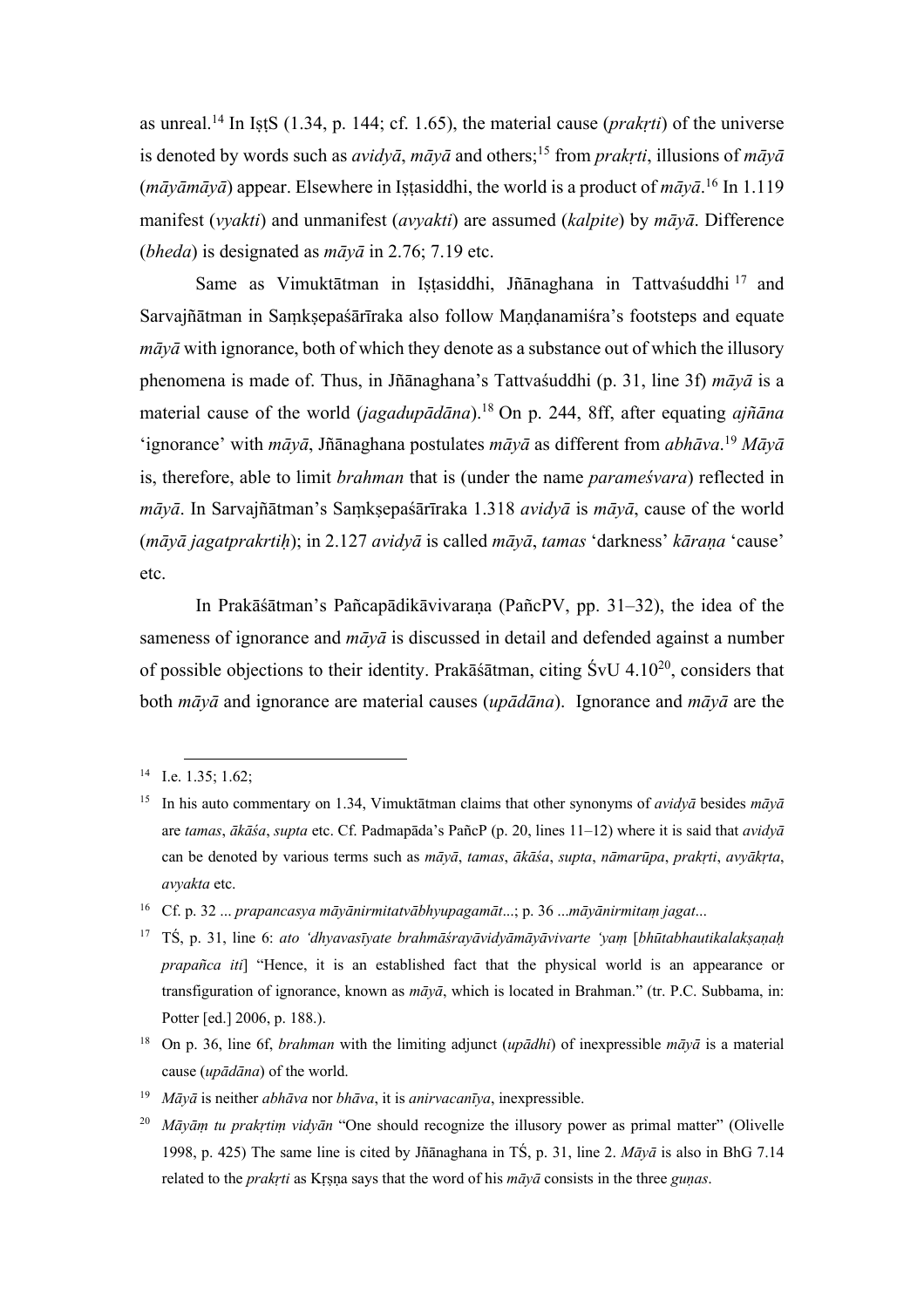as unreal.[14] In IṣṭS (1.34, p. 144; cf. 1.65), the material cause (*prakṛti*) of the universe is denoted by words such as *avidyā*, *māyā* and others;[15] from *prakṛti*, illusions of *māyā* (*māyāmāyā*) appear. Elsewhere in Iṣṭasiddhi, the world is a product of *māyā*.[16] In 1.119 manifest (*vyakti*) and unmanifest (*avyakti*) are assumed (*kalpite*) by *māyā*. Difference (*bheda*) is designated as *māyā* in 2.76; 7.19 etc.

Same as Vimuktātman in Iṣṭasiddhi, Jñānaghana in Tattvaśuddhi[17] and Sarvajñātman in Saṃkṣepaśārīraka also follow Maṇḍanamiśra's footsteps and equate *māyā* with ignorance, both of which they denote as a substance out of which the illusory phenomena is made of. Thus, in Jñānaghana's Tattvaśuddhi (p. 31, line 3f) *māyā* is a material cause of the world (*jagadupādāna*).[18] On p. 244, 8ff, after equating *ajñāna* 'ignorance' with *māyā*, Jñānaghana postulates *māyā* as different from *abhāva*.[19] *Māyā* is, therefore, able to limit *brahman* that is (under the name *parameśvara*) reflected in *māyā*. In Sarvajñātman's Saṃkṣepaśārīraka 1.318 *avidyā* is *māyā*, cause of the world (*māyā jagatprakrtiḥ*); in 2.127 *avidyā* is called *māyā*, *tamas* 'darkness' *kāraṇa* 'cause' etc.

In Prakāśātman's Pañcapādikāvivaraṇa (PañcPV, pp. 31–32), the idea of the sameness of ignorance and *māyā* is discussed in detail and defended against a number of possible objections to their identity. Prakāśātman, citing ŚvU 4.10[20], considers that both *māyā* and ignorance are material causes (*upādāna*). Ignorance and *māyā* are the

---

[14] I.e. 1.35; 1.62;

[15] In his auto commentary on 1.34, Vimuktātman claims that other synonyms of *avidyā* besides *māyā* are *tamas*, *ākāśa*, *supta* etc. Cf. Padmapāda's PañcP (p. 20, lines 11–12) where it is said that *avidyā* can be denoted by various terms such as *māyā*, *tamas*, *ākāśa*, *supta*, *nāmarūpa*, *prakṛti*, *avyākṛta*, *avyakta* etc.

[16] Cf. p. 32 ... *prapancasya māyānirmitatvābhyupagamāt*...; p. 36 ...*māyānirmitaṃ jagat*...

[17] TŚ, p. 31, line 6: *ato 'dhyavasīyate brahmāśrayāvidyāmāyāvivarte 'yaṃ* [*bhūtabhautikalakṣaṇaḥ prapañca iti*] "Hence, it is an established fact that the physical world is an appearance or transfiguration of ignorance, known as *māyā*, which is located in Brahman." (tr. P.C. Subbama, in: Potter [ed.] 2006, p. 188.).

[18] On p. 36, line 6f, *brahman* with the limiting adjunct (*upādhi*) of inexpressible *māyā* is a material cause (*upādāna*) of the world.

[19] *Māyā* is neither *abhāva* nor *bhāva*, it is *anirvacanīya*, inexpressible.

[20] *Māyāṃ tu prakṛtiṃ vidyān* "One should recognize the illusory power as primal matter" (Olivelle 1998, p. 425) The same line is cited by Jñānaghana in TŚ, p. 31, line 2. *Māyā* is also in BhG 7.14 related to the *prakṛti* as Kṛṣṇa says that the word of his *māyā* consists in the three *guṇas*.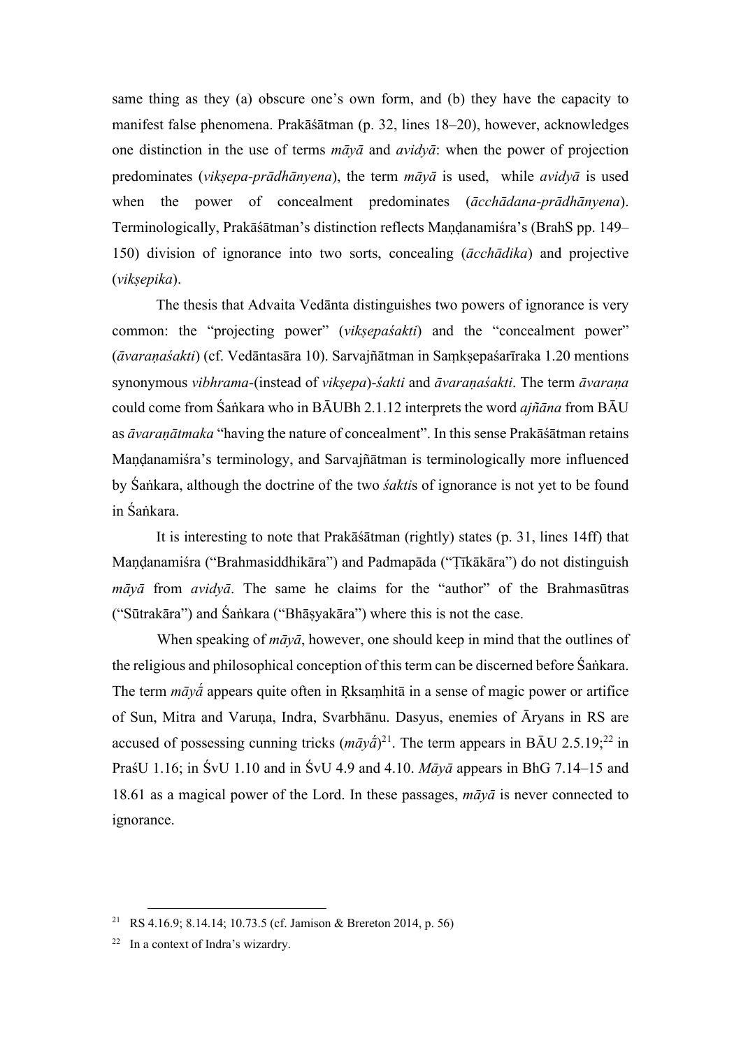same thing as they (a) obscure one's own form, and (b) they have the capacity to manifest false phenomena. Prakāśātman (p. 32, lines 18–20), however, acknowledges one distinction in the use of terms *māyā* and *avidyā*: when the power of projection predominates (*vikṣepa-prādhānyena*), the term *māyā* is used, while *avidyā* is used when the power of concealment predominates (*ācchādana-prādhānyena*). Terminologically, Prakāśātman's distinction reflects Maṇḍanamiśra's (BrahS pp. 149–150) division of ignorance into two sorts, concealing (*ācchādika*) and projective (*vikṣepika*).

The thesis that Advaita Vedānta distinguishes two powers of ignorance is very common: the "projecting power" (*vikṣepaśakti*) and the "concealment power" (*āvaraṇaśakti*) (cf. Vedāntasāra 10). Sarvajñātman in Saṃkṣepaśarīraka 1.20 mentions synonymous *vibhrama*-(instead of *vikṣepa*)-*śakti* and *āvaraṇaśakti*. The term *āvaraṇa* could come from Śaṅkara who in BĀUBh 2.1.12 interprets the word *ajñāna* from BĀU as *āvaraṇātmaka* "having the nature of concealment". In this sense Prakāśātman retains Maṇḍanamiśra's terminology, and Sarvajñātman is terminologically more influenced by Śaṅkara, although the doctrine of the two *śakti*s of ignorance is not yet to be found in Śaṅkara.

It is interesting to note that Prakāśātman (rightly) states (p. 31, lines 14ff) that Maṇḍanamiśra ("Brahmasiddhikāra") and Padmapāda ("Ṭīkākāra") do not distinguish *māyā* from *avidyā*. The same he claims for the "author" of the Brahmasūtras ("Sūtrakāra") and Śaṅkara ("Bhāṣyakāra") where this is not the case.

When speaking of *māyā*, however, one should keep in mind that the outlines of the religious and philosophical conception of this term can be discerned before Śaṅkara. The term *māyā́* appears quite often in Ṛksaṃhitā in a sense of magic power or artifice of Sun, Mitra and Varuṇa, Indra, Svarbhānu. Dasyus, enemies of Āryans in RS are accused of possessing cunning tricks (*māyā́*)[21]. The term appears in BĀU 2.5.19;[22] in PraśU 1.16; in ŚvU 1.10 and in ŚvU 4.9 and 4.10. *Māyā* appears in BhG 7.14–15 and 18.61 as a magical power of the Lord. In these passages, *māyā* is never connected to ignorance.

---

[21] RS 4.16.9; 8.14.14; 10.73.5 (cf. Jamison & Brereton 2014, p. 56)

[22] In a context of Indra's wizardry.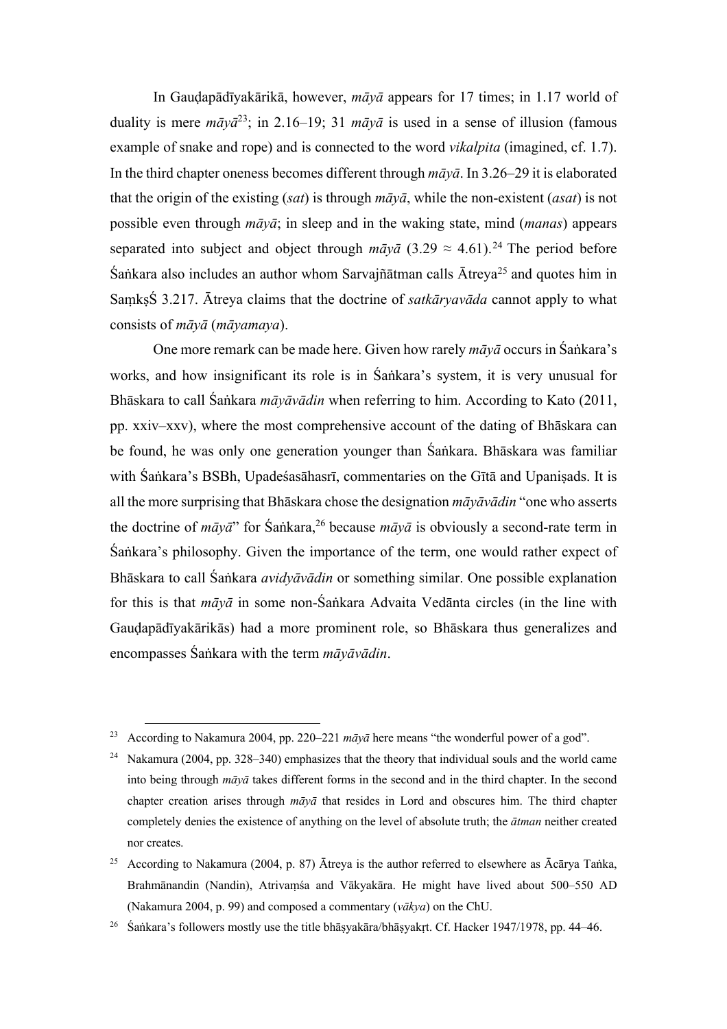In Gauḍapādīyakārikā, however, *māyā* appears for 17 times; in 1.17 world of duality is mere *māyā*[23]; in 2.16–19; 31 *māyā* is used in a sense of illusion (famous example of snake and rope) and is connected to the word *vikalpita* (imagined, cf. 1.7). In the third chapter oneness becomes different through *māyā*. In 3.26–29 it is elaborated that the origin of the existing (*sat*) is through *māyā*, while the non-existent (*asat*) is not possible even through *māyā*; in sleep and in the waking state, mind (*manas*) appears separated into subject and object through *māyā* (3.29 ≈ 4.61).[24] The period before Śaṅkara also includes an author whom Sarvajñātman calls Ātreya[25] and quotes him in SaṃkṣŚ 3.217. Ātreya claims that the doctrine of *satkāryavāda* cannot apply to what consists of *māyā* (*māyamaya*).

One more remark can be made here. Given how rarely *māyā* occurs in Śaṅkara's works, and how insignificant its role is in Śaṅkara's system, it is very unusual for Bhāskara to call Śaṅkara *māyāvādin* when referring to him. According to Kato (2011, pp. xxiv–xxv), where the most comprehensive account of the dating of Bhāskara can be found, he was only one generation younger than Śaṅkara. Bhāskara was familiar with Śaṅkara's BSBh, Upadeśasāhasrī, commentaries on the Gītā and Upaniṣads. It is all the more surprising that Bhāskara chose the designation *māyāvādin* "one who asserts the doctrine of *māyā*" for Śaṅkara,[26] because *māyā* is obviously a second-rate term in Śaṅkara's philosophy. Given the importance of the term, one would rather expect of Bhāskara to call Śaṅkara *avidyāvādin* or something similar. One possible explanation for this is that *māyā* in some non-Śaṅkara Advaita Vedānta circles (in the line with Gauḍapādīyakārikās) had a more prominent role, so Bhāskara thus generalizes and encompasses Śaṅkara with the term *māyāvādin*.

---

[23] According to Nakamura 2004, pp. 220–221 *māyā* here means "the wonderful power of a god".

[24] Nakamura (2004, pp. 328–340) emphasizes that the theory that individual souls and the world came into being through *māyā* takes different forms in the second and in the third chapter. In the second chapter creation arises through *māyā* that resides in Lord and obscures him. The third chapter completely denies the existence of anything on the level of absolute truth; the *ātman* neither created nor creates.

[25] According to Nakamura (2004, p. 87) Ātreya is the author referred to elsewhere as Ācārya Taṅka, Brahmānandin (Nandin), Atrivaṃśa and Vākyakāra. He might have lived about 500–550 AD (Nakamura 2004, p. 99) and composed a commentary (*vākya*) on the ChU.

[26] Śaṅkara's followers mostly use the title bhāṣyakāra/bhāṣyakṛt. Cf. Hacker 1947/1978, pp. 44–46.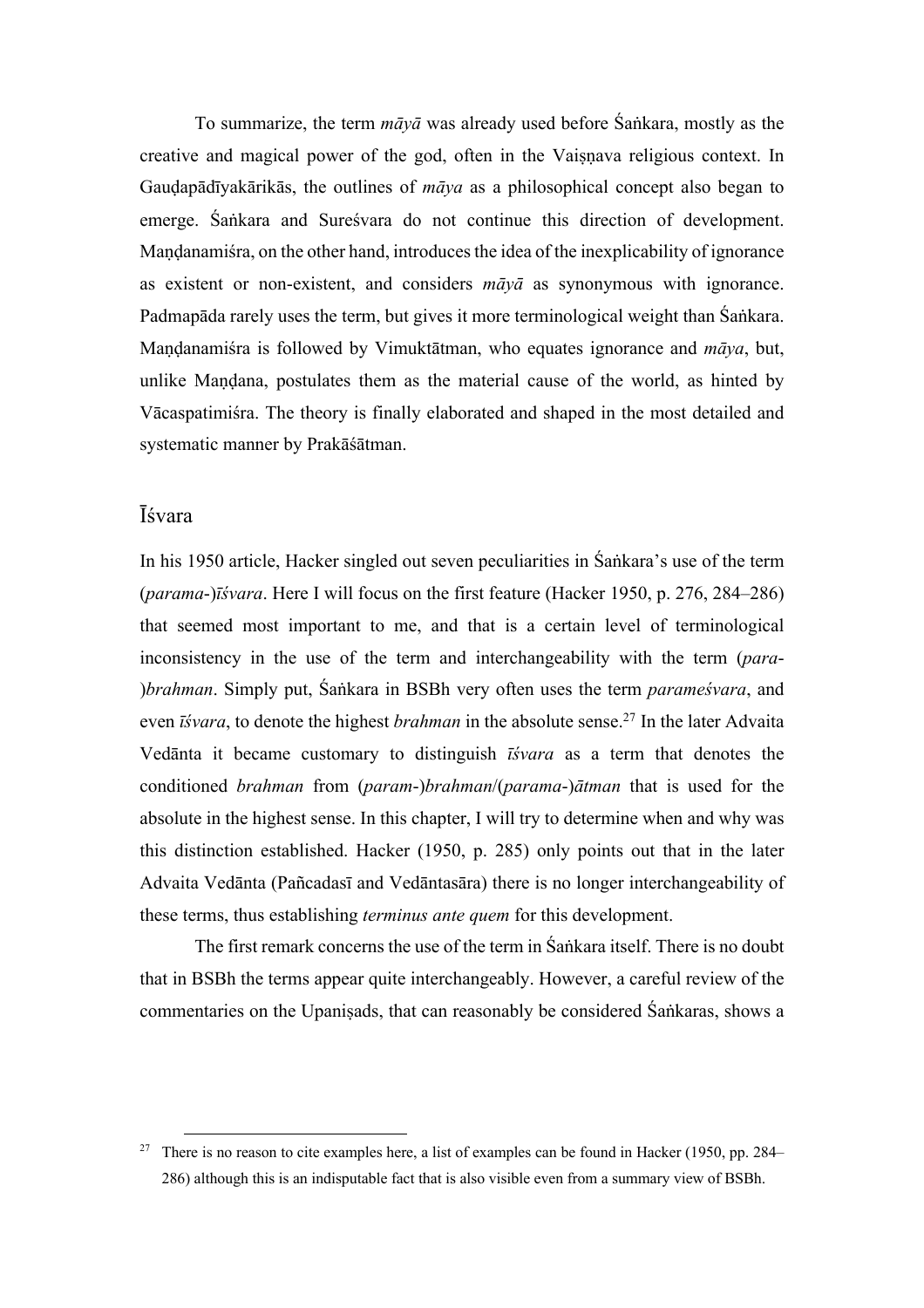To summarize, the term *māyā* was already used before Śaṅkara, mostly as the creative and magical power of the god, often in the Vaiṣṇava religious context. In Gauḍapādīyakārikās, the outlines of *māya* as a philosophical concept also began to emerge. Śaṅkara and Sureśvara do not continue this direction of development. Maṇḍanamiśra, on the other hand, introduces the idea of the inexplicability of ignorance as existent or non-existent, and considers *māyā* as synonymous with ignorance. Padmapāda rarely uses the term, but gives it more terminological weight than Śaṅkara. Maṇḍanamiśra is followed by Vimuktātman, who equates ignorance and *māya*, but, unlike Maṇḍana, postulates them as the material cause of the world, as hinted by Vācaspatimiśra. The theory is finally elaborated and shaped in the most detailed and systematic manner by Prakāśātman.

## Īśvara

In his 1950 article, Hacker singled out seven peculiarities in Śaṅkara's use of the term (*parama-*)*īśvara*. Here I will focus on the first feature (Hacker 1950, p. 276, 284–286) that seemed most important to me, and that is a certain level of terminological inconsistency in the use of the term and interchangeability with the term (*para-*)*brahman*. Simply put, Śaṅkara in BSBh very often uses the term *parameśvara*, and even *īśvara*, to denote the highest *brahman* in the absolute sense.[27] In the later Advaita Vedānta it became customary to distinguish *īśvara* as a term that denotes the conditioned *brahman* from (*param-*)*brahman*/(*parama-*)*ātman* that is used for the absolute in the highest sense. In this chapter, I will try to determine when and why was this distinction established. Hacker (1950, p. 285) only points out that in the later Advaita Vedānta (Pañcadasī and Vedāntasāra) there is no longer interchangeability of these terms, thus establishing *terminus ante quem* for this development.

The first remark concerns the use of the term in Śaṅkara itself. There is no doubt that in BSBh the terms appear quite interchangeably. However, a careful review of the commentaries on the Upaniṣads, that can reasonably be considered Śaṅkaras, shows a

[27] There is no reason to cite examples here, a list of examples can be found in Hacker (1950, pp. 284–286) although this is an indisputable fact that is also visible even from a summary view of BSBh.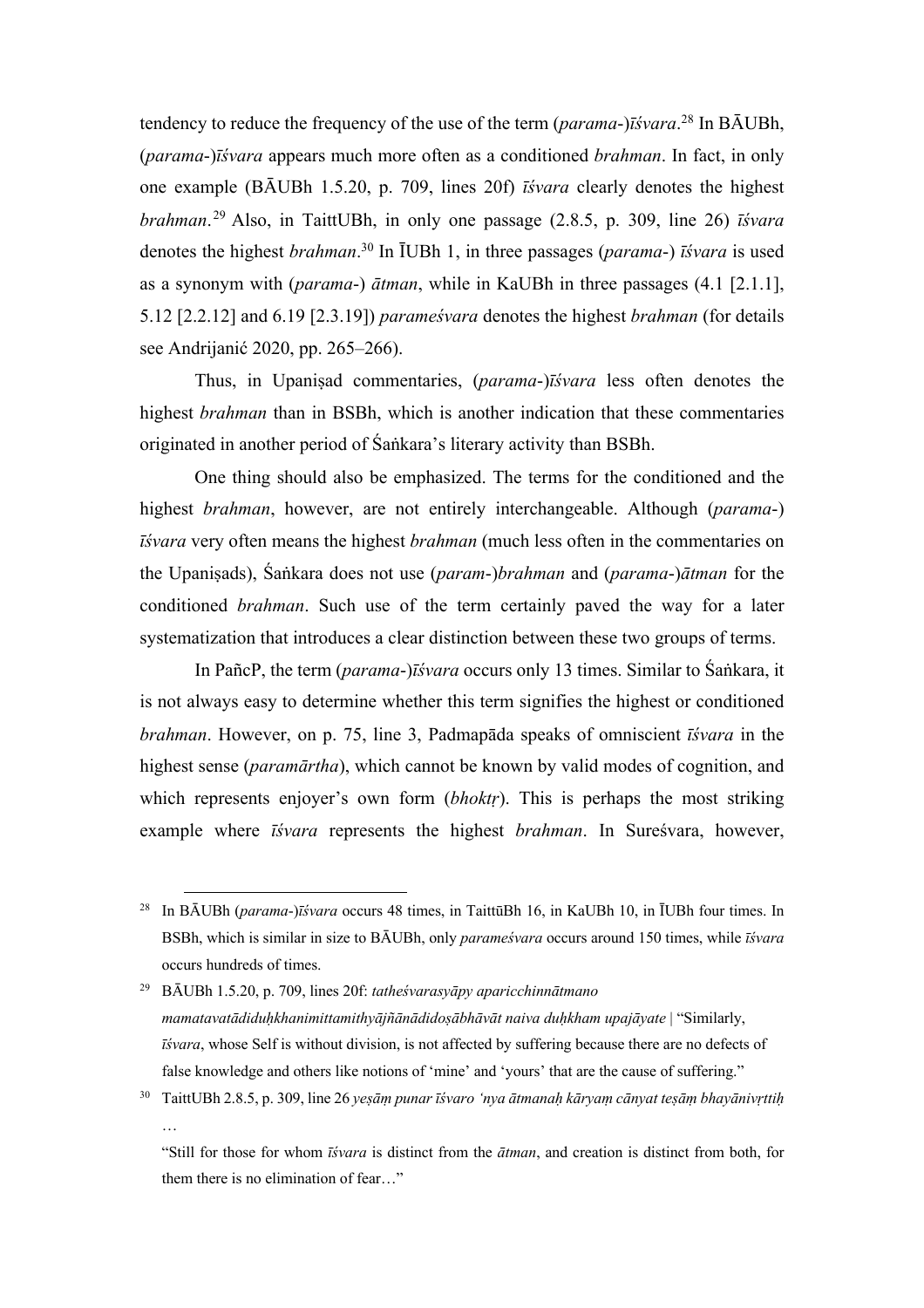tendency to reduce the frequency of the use of the term (*parama-*)*īśvara*.[28] In BĀUBh, (*parama-*)*īśvara* appears much more often as a conditioned *brahman*. In fact, in only one example (BĀUBh 1.5.20, p. 709, lines 20f) *īśvara* clearly denotes the highest *brahman*.[29] Also, in TaittUBh, in only one passage (2.8.5, p. 309, line 26) *īśvara* denotes the highest *brahman*.[30] In ĪUBh 1, in three passages (*parama-*) *īśvara* is used as a synonym with (*parama-*) *ātman*, while in KaUBh in three passages (4.1 [2.1.1], 5.12 [2.2.12] and 6.19 [2.3.19]) *parameśvara* denotes the highest *brahman* (for details see Andrijanić 2020, pp. 265–266).

Thus, in Upaniṣad commentaries, (*parama-*)*īśvara* less often denotes the highest *brahman* than in BSBh, which is another indication that these commentaries originated in another period of Śaṅkara's literary activity than BSBh.

One thing should also be emphasized. The terms for the conditioned and the highest *brahman*, however, are not entirely interchangeable. Although (*parama-*) *īśvara* very often means the highest *brahman* (much less often in the commentaries on the Upaniṣads), Śaṅkara does not use (*param-*)*brahman* and (*parama-*)*ātman* for the conditioned *brahman*. Such use of the term certainly paved the way for a later systematization that introduces a clear distinction between these two groups of terms.

In PañcP, the term (*parama-*)*īśvara* occurs only 13 times. Similar to Śaṅkara, it is not always easy to determine whether this term signifies the highest or conditioned *brahman*. However, on p. 75, line 3, Padmapāda speaks of omniscient *īśvara* in the highest sense (*paramārtha*), which cannot be known by valid modes of cognition, and which represents enjoyer's own form (*bhoktṛ*). This is perhaps the most striking example where *īśvara* represents the highest *brahman*. In Sureśvara, however,

---

[28] In BĀUBh (*parama-*)*īśvara* occurs 48 times, in TaittūBh 16, in KaUBh 10, in ĪUBh four times. In BSBh, which is similar in size to BĀUBh, only *parameśvara* occurs around 150 times, while *īśvara* occurs hundreds of times.

[29] BĀUBh 1.5.20, p. 709, lines 20f: *tatheśvarasyāpy aparicchinnātmano mamatavatādiduḥkhanimittamithyājñānādidoṣābhāvāt naiva duḥkham upajāyate* | "Similarly, *īśvara*, whose Self is without division, is not affected by suffering because there are no defects of false knowledge and others like notions of 'mine' and 'yours' that are the cause of suffering."

[30] TaittUBh 2.8.5, p. 309, line 26 *yeṣāṃ punar īśvaro 'nya ātmanaḥ kāryaṃ cānyat teṣāṃ bhayānivṛttiḥ* …

"Still for those for whom *īśvara* is distinct from the *ātman*, and creation is distinct from both, for them there is no elimination of fear…"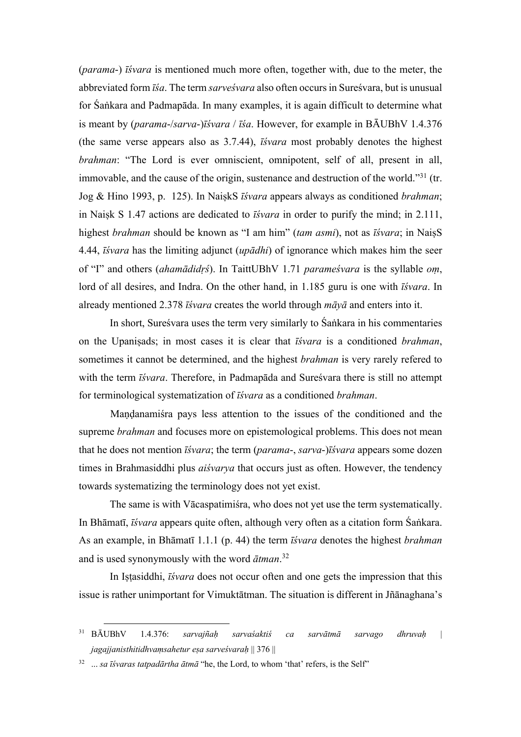(*parama-*) *īśvara* is mentioned much more often, together with, due to the meter, the abbreviated form *īśa*. The term *sarveśvara* also often occurs in Sureśvara, but is unusual for Śaṅkara and Padmapāda. In many examples, it is again difficult to determine what is meant by (*parama-*/*sarva-*)*īśvara* / *īśa*. However, for example in BĀUBhV 1.4.376 (the same verse appears also as 3.7.44), *īśvara* most probably denotes the highest *brahman*: "The Lord is ever omniscient, omnipotent, self of all, present in all, immovable, and the cause of the origin, sustenance and destruction of the world."[31] (tr. Jog & Hino 1993, p. 125). In NaiṣkS *īśvara* appears always as conditioned *brahman*; in Naiṣk S 1.47 actions are dedicated to *īśvara* in order to purify the mind; in 2.111, highest *brahman* should be known as "I am him" (*tam asmi*), not as *īśvara*; in NaiṣS 4.44, *īśvara* has the limiting adjunct (*upādhi*) of ignorance which makes him the seer of "I" and others (*ahamādidṛś*). In TaittUBhV 1.71 *parameśvara* is the syllable *oṃ*, lord of all desires, and Indra. On the other hand, in 1.185 guru is one with *īśvara*. In already mentioned 2.378 *īśvara* creates the world through *māyā* and enters into it.

In short, Sureśvara uses the term very similarly to Śaṅkara in his commentaries on the Upaniṣads; in most cases it is clear that *īśvara* is a conditioned *brahman*, sometimes it cannot be determined, and the highest *brahman* is very rarely refered to with the term *īśvara*. Therefore, in Padmapāda and Sureśvara there is still no attempt for terminological systematization of *īśvara* as a conditioned *brahman*.

Maṇḍanamiśra pays less attention to the issues of the conditioned and the supreme *brahman* and focuses more on epistemological problems. This does not mean that he does not mention *īśvara*; the term (*parama-*, *sarva-*)*īśvara* appears some dozen times in Brahmasiddhi plus *aiśvarya* that occurs just as often. However, the tendency towards systematizing the terminology does not yet exist.

The same is with Vācaspatimiśra, who does not yet use the term systematically. In Bhāmatī, *īśvara* appears quite often, although very often as a citation form Śaṅkara. As an example, in Bhāmatī 1.1.1 (p. 44) the term *īśvara* denotes the highest *brahman* and is used synonymously with the word *ātman*.[32]

In Iṣṭasiddhi, *īśvara* does not occur often and one gets the impression that this issue is rather unimportant for Vimuktātman. The situation is different in Jñānaghana's

---

[31] BĀUBhV 1.4.376: *sarvajñaḥ sarvaśaktiś ca sarvātmā sarvago dhruvaḥ | jagajjanisthitidhvaṃsahetur eṣa sarveśvaraḥ* || 376 ||

[32] *... sa īśvaras tatpadārtha ātmā* "he, the Lord, to whom 'that' refers, is the Self"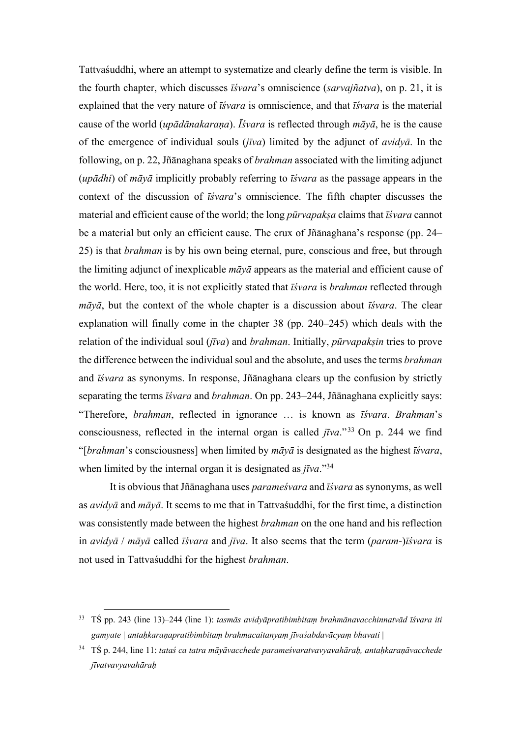Tattvaśuddhi, where an attempt to systematize and clearly define the term is visible. In the fourth chapter, which discusses *īśvara*'s omniscience (*sarvajñatva*), on p. 21, it is explained that the very nature of *īśvara* is omniscience, and that *īśvara* is the material cause of the world (*upādānakaraṇa*). *Īśvara* is reflected through *māyā*, he is the cause of the emergence of individual souls (*jīva*) limited by the adjunct of *avidyā*. In the following, on p. 22, Jñānaghana speaks of *brahman* associated with the limiting adjunct (*upādhi*) of *māyā* implicitly probably referring to *īśvara* as the passage appears in the context of the discussion of *īśvara*'s omniscience. The fifth chapter discusses the material and efficient cause of the world; the long *pūrvapakṣa* claims that *īśvara* cannot be a material but only an efficient cause. The crux of Jñānaghana's response (pp. 24–25) is that *brahman* is by his own being eternal, pure, conscious and free, but through the limiting adjunct of inexplicable *māyā* appears as the material and efficient cause of the world. Here, too, it is not explicitly stated that *īśvara* is *brahman* reflected through *māyā*, but the context of the whole chapter is a discussion about *īśvara*. The clear explanation will finally come in the chapter 38 (pp. 240–245) which deals with the relation of the individual soul (*jīva*) and *brahman*. Initially, *pūrvapakṣin* tries to prove the difference between the individual soul and the absolute, and uses the terms *brahman* and *īśvara* as synonyms. In response, Jñānaghana clears up the confusion by strictly separating the terms *īśvara* and *brahman*. On pp. 243–244, Jñānaghana explicitly says: "Therefore, *brahman*, reflected in ignorance … is known as *īśvara*. *Brahman*'s consciousness, reflected in the internal organ is called *jīva*."[33] On p. 244 we find "[*brahman*'s consciousness] when limited by *māyā* is designated as the highest *īśvara*, when limited by the internal organ it is designated as *jīva*."[34]

It is obvious that Jñānaghana uses *parameśvara* and *īśvara* as synonyms, as well as *avidyā* and *māyā*. It seems to me that in Tattvaśuddhi, for the first time, a distinction was consistently made between the highest *brahman* on the one hand and his reflection in *avidyā* / *māyā* called *īśvara* and *jīva*. It also seems that the term (*param-*)*īśvara* is not used in Tattvaśuddhi for the highest *brahman*.

---

[33] TŚ pp. 243 (line 13)–244 (line 1): *tasmās avidyāpratibimbitaṃ brahmānavacchinnatvād īśvara iti gamyate | antaḥkaraṇapratibimbitaṃ brahmacaitanyaṃ jīvaśabdavācyaṃ bhavati |*

[34] TŚ p. 244, line 11: *tataś ca tatra māyāvacchede parameśvaratvavyavahāraḥ, antaḥkaraṇāvacchede jīvatvavyavahāraḥ*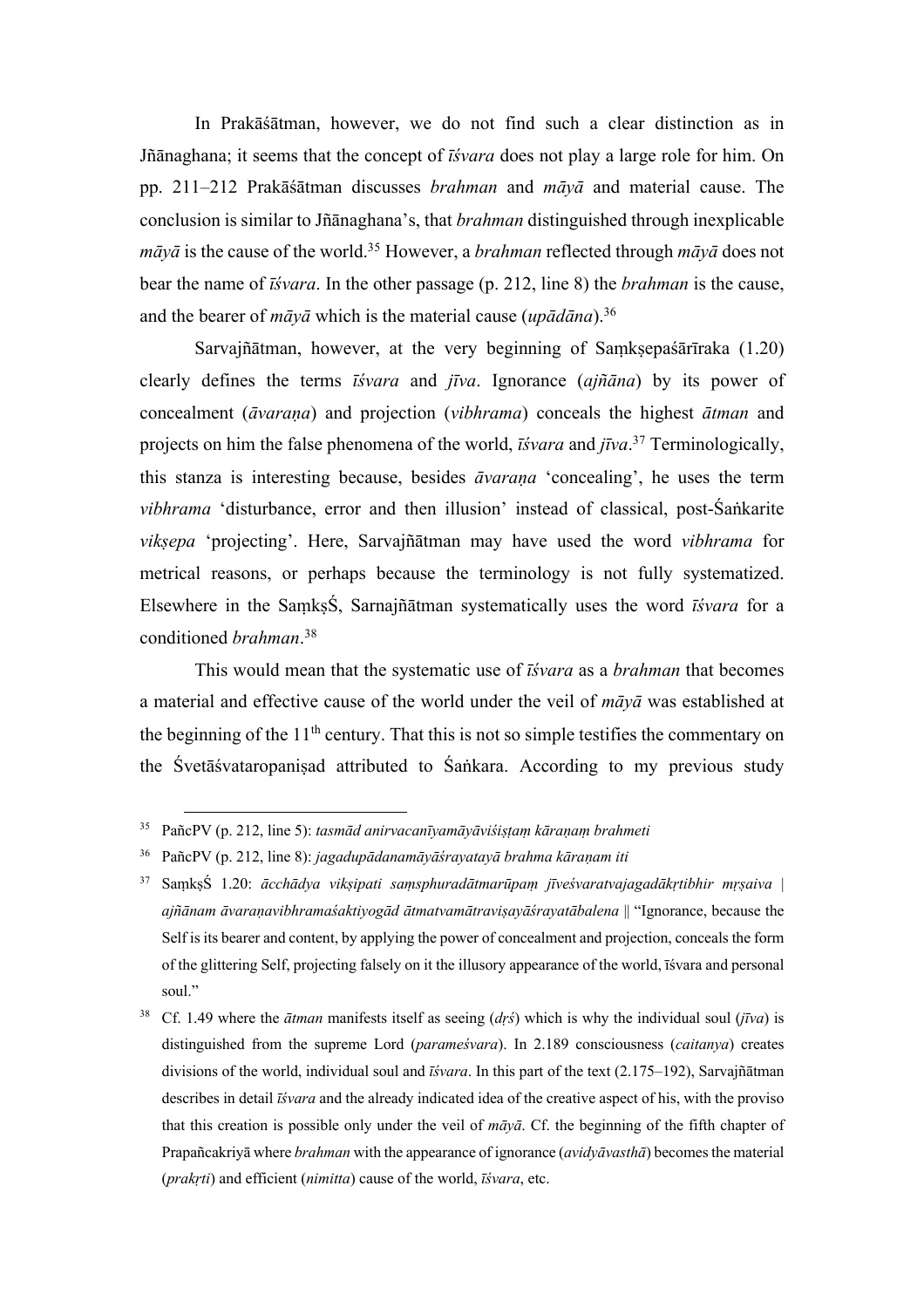In Prakāśātman, however, we do not find such a clear distinction as in Jñānaghana; it seems that the concept of *īśvara* does not play a large role for him. On pp. 211–212 Prakāśātman discusses *brahman* and *māyā* and material cause. The conclusion is similar to Jñānaghana's, that *brahman* distinguished through inexplicable *māyā* is the cause of the world.[35] However, a *brahman* reflected through *māyā* does not bear the name of *īśvara*. In the other passage (p. 212, line 8) the *brahman* is the cause, and the bearer of *māyā* which is the material cause (*upādāna*).[36]

Sarvajñātman, however, at the very beginning of Saṃkṣepaśārīraka (1.20) clearly defines the terms *īśvara* and *jīva*. Ignorance (*ajñāna*) by its power of concealment (*āvaraṇa*) and projection (*vibhrama*) conceals the highest *ātman* and projects on him the false phenomena of the world, *īśvara* and *jīva*.[37] Terminologically, this stanza is interesting because, besides *āvaraṇa* 'concealing', he uses the term *vibhrama* 'disturbance, error and then illusion' instead of classical, post-Śaṅkarite *vikṣepa* 'projecting'. Here, Sarvajñātman may have used the word *vibhrama* for metrical reasons, or perhaps because the terminology is not fully systematized. Elsewhere in the SaṃkṣŚ, Sarnajñātman systematically uses the word *īśvara* for a conditioned *brahman*.[38]

This would mean that the systematic use of *īśvara* as a *brahman* that becomes a material and effective cause of the world under the veil of *māyā* was established at the beginning of the 11th century. That this is not so simple testifies the commentary on the Śvetāśvataropaniṣad attributed to Śaṅkara. According to my previous study

---

[35] PañcPV (p. 212, line 5): *tasmād anirvacanīyamāyāviśiṣṭaṃ kāraṇaṃ brahmeti*

[36] PañcPV (p. 212, line 8): *jagadupādanamāyāśrayatayā brahma kāraṇam iti*

[37] SaṃkṣŚ 1.20: *ācchādya vikṣipati saṃsphuradātmarūpaṃ jīveśvaratvajagadākṛtibhir mṛṣaiva | ajñānam āvaraṇavibhramaśaktiyogād ātmatvamātraviṣayāśrayatābalena* ‖ "Ignorance, because the Self is its bearer and content, by applying the power of concealment and projection, conceals the form of the glittering Self, projecting falsely on it the illusory appearance of the world, īśvara and personal soul."

[38] Cf. 1.49 where the *ātman* manifests itself as seeing (*dṛś*) which is why the individual soul (*jīva*) is distinguished from the supreme Lord (*parameśvara*). In 2.189 consciousness (*caitanya*) creates divisions of the world, individual soul and *īśvara*. In this part of the text (2.175–192), Sarvajñātman describes in detail *īśvara* and the already indicated idea of the creative aspect of his, with the proviso that this creation is possible only under the veil of *māyā*. Cf. the beginning of the fifth chapter of Prapañcakriyā where *brahman* with the appearance of ignorance (*avidyāvasthā*) becomes the material (*prakṛti*) and efficient (*nimitta*) cause of the world, *īśvara*, etc.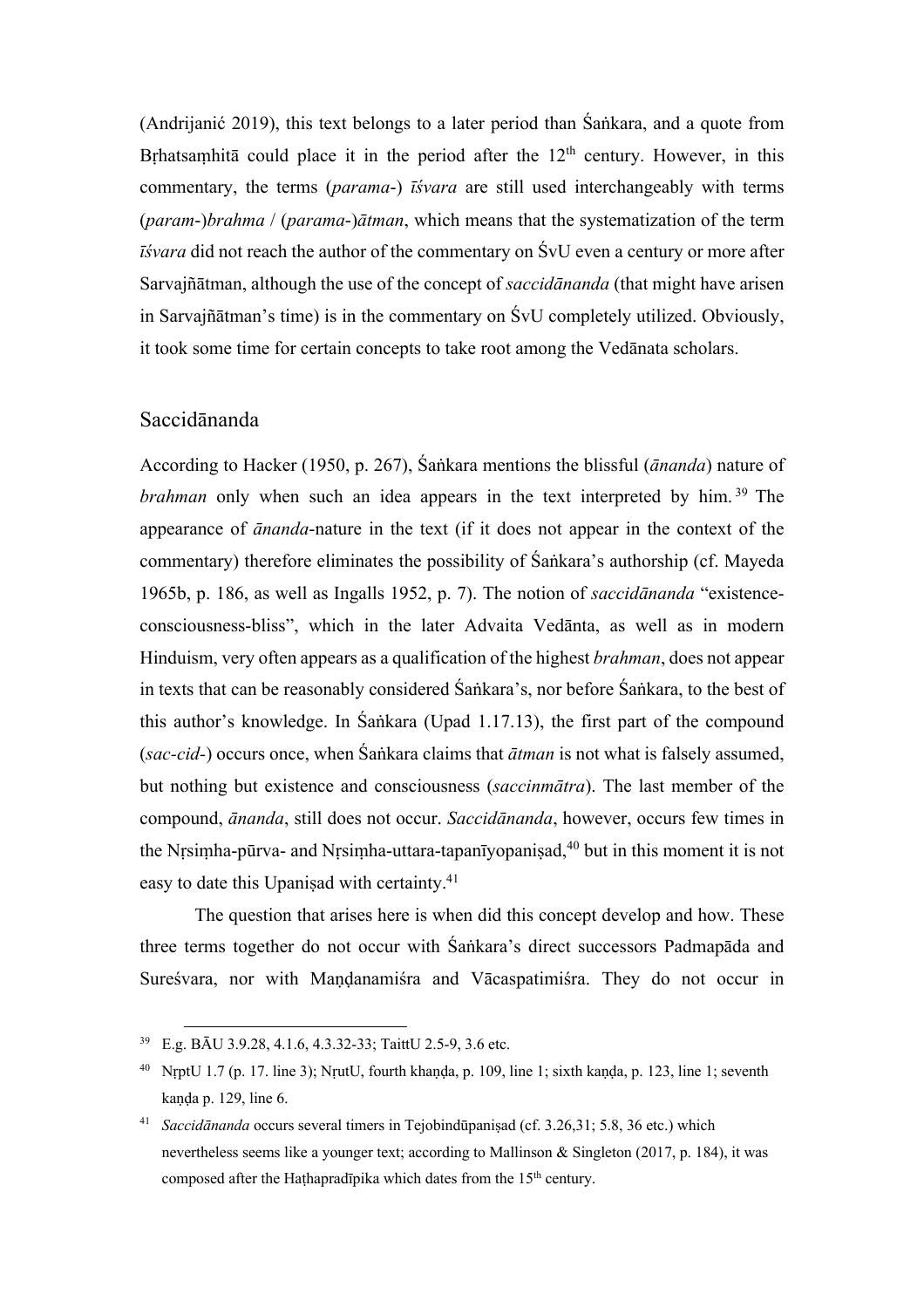(Andrijanić 2019), this text belongs to a later period than Śaṅkara, and a quote from Bṛhatsaṃhitā could place it in the period after the 12th century. However, in this commentary, the terms (*parama-*) *īśvara* are still used interchangeably with terms (*param-*)*brahma* / (*parama-*)*ātman*, which means that the systematization of the term *īśvara* did not reach the author of the commentary on ŚvU even a century or more after Sarvajñātman, although the use of the concept of *saccidānanda* (that might have arisen in Sarvajñātman's time) is in the commentary on ŚvU completely utilized. Obviously, it took some time for certain concepts to take root among the Vedānata scholars.

## Saccidānanda

According to Hacker (1950, p. 267), Śaṅkara mentions the blissful (*ānanda*) nature of *brahman* only when such an idea appears in the text interpreted by him.[39] The appearance of *ānanda*-nature in the text (if it does not appear in the context of the commentary) therefore eliminates the possibility of Śaṅkara's authorship (cf. Mayeda 1965b, p. 186, as well as Ingalls 1952, p. 7). The notion of *saccidānanda* "existence-consciousness-bliss", which in the later Advaita Vedānta, as well as in modern Hinduism, very often appears as a qualification of the highest *brahman*, does not appear in texts that can be reasonably considered Śaṅkara's, nor before Śaṅkara, to the best of this author's knowledge. In Śaṅkara (Upad 1.17.13), the first part of the compound (*sac-cid-*) occurs once, when Śaṅkara claims that *ātman* is not what is falsely assumed, but nothing but existence and consciousness (*saccinmātra*). The last member of the compound, *ānanda*, still does not occur. *Saccidānanda*, however, occurs few times in the Nṛsiṃha-pūrva- and Nṛsiṃha-uttara-tapanīyopaniṣad,[40] but in this moment it is not easy to date this Upaniṣad with certainty.[41]

The question that arises here is when did this concept develop and how. These three terms together do not occur with Śaṅkara's direct successors Padmapāda and Sureśvara, nor with Maṇḍanamiśra and Vācaspatimiśra. They do not occur in

---

[39] E.g. BĀU 3.9.28, 4.1.6, 4.3.32-33; TaittU 2.5-9, 3.6 etc.

[40] NṛptU 1.7 (p. 17. line 3); NṛutU, fourth khaṇḍa, p. 109, line 1; sixth kaṇḍa, p. 123, line 1; seventh kaṇḍa p. 129, line 6.

[41] *Saccidānanda* occurs several timers in Tejobindūpaniṣad (cf. 3.26,31; 5.8, 36 etc.) which nevertheless seems like a younger text; according to Mallinson & Singleton (2017, p. 184), it was composed after the Haṭhapradīpika which dates from the 15th century.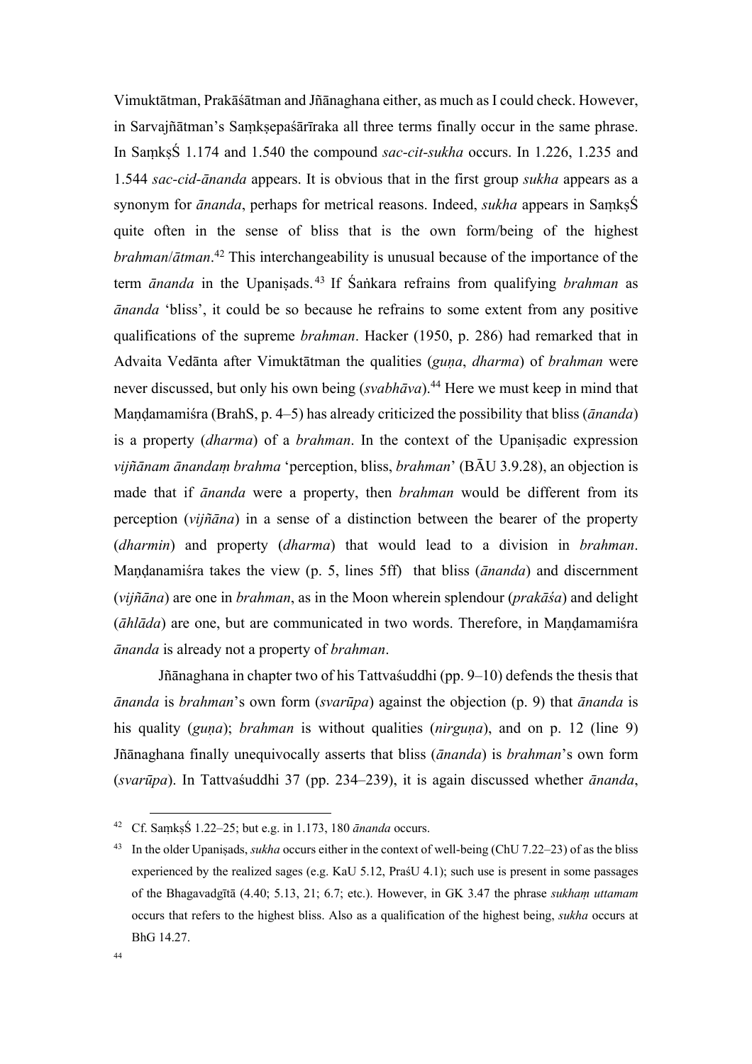Vimuktātman, Prakāśātman and Jñānaghana either, as much as I could check. However, in Sarvajñātman's Saṃkṣepaśārīraka all three terms finally occur in the same phrase. In SaṃkṣŚ 1.174 and 1.540 the compound *sac-cit-sukha* occurs. In 1.226, 1.235 and 1.544 *sac-cid-ānanda* appears. It is obvious that in the first group *sukha* appears as a synonym for *ānanda*, perhaps for metrical reasons. Indeed, *sukha* appears in SaṃkṣŚ quite often in the sense of bliss that is the own form/being of the highest *brahman*/*ātman*.[42] This interchangeability is unusual because of the importance of the term *ānanda* in the Upaniṣads.[43] If Śaṅkara refrains from qualifying *brahman* as *ānanda* 'bliss', it could be so because he refrains to some extent from any positive qualifications of the supreme *brahman*. Hacker (1950, p. 286) had remarked that in Advaita Vedānta after Vimuktātman the qualities (*guṇa*, *dharma*) of *brahman* were never discussed, but only his own being (*svabhāva*).[44] Here we must keep in mind that Maṇḍamamiśra (BrahS, p. 4–5) has already criticized the possibility that bliss (*ānanda*) is a property (*dharma*) of a *brahman*. In the context of the Upaniṣadic expression *vijñānam ānandaṃ brahma* 'perception, bliss, *brahman*' (BĀU 3.9.28), an objection is made that if *ānanda* were a property, then *brahman* would be different from its perception (*vijñāna*) in a sense of a distinction between the bearer of the property (*dharmin*) and property (*dharma*) that would lead to a division in *brahman*. Maṇḍanamiśra takes the view (p. 5, lines 5ff) that bliss (*ānanda*) and discernment (*vijñāna*) are one in *brahman*, as in the Moon wherein splendour (*prakāśa*) and delight (*āhlāda*) are one, but are communicated in two words. Therefore, in Maṇḍamamiśra *ānanda* is already not a property of *brahman*.

Jñānaghana in chapter two of his Tattvaśuddhi (pp. 9–10) defends the thesis that *ānanda* is *brahman*'s own form (*svarūpa*) against the objection (p. 9) that *ānanda* is his quality (*guṇa*); *brahman* is without qualities (*nirguṇa*), and on p. 12 (line 9) Jñānaghana finally unequivocally asserts that bliss (*ānanda*) is *brahman*'s own form (*svarūpa*). In Tattvaśuddhi 37 (pp. 234–239), it is again discussed whether *ānanda*,

---

[42] Cf. SaṃkṣŚ 1.22–25; but e.g. in 1.173, 180 *ānanda* occurs.

[43] In the older Upaniṣads, *sukha* occurs either in the context of well-being (ChU 7.22–23) of as the bliss experienced by the realized sages (e.g. KaU 5.12, PraśU 4.1); such use is present in some passages of the Bhagavadgītā (4.40; 5.13, 21; 6.7; etc.). However, in GK 3.47 the phrase *sukhaṃ uttamam* occurs that refers to the highest bliss. Also as a qualification of the highest being, *sukha* occurs at BhG 14.27.

[44]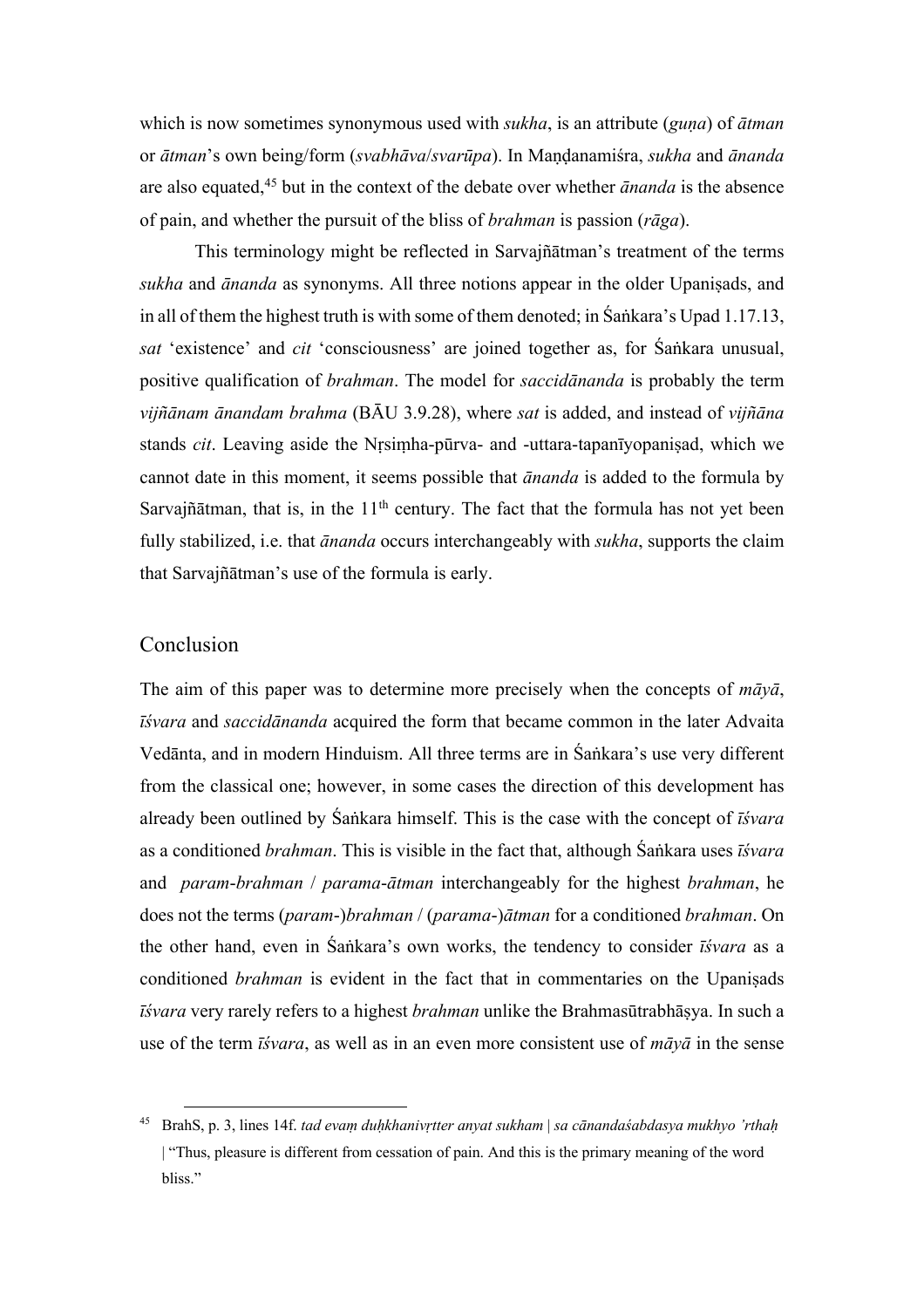which is now sometimes synonymous used with *sukha*, is an attribute (*guṇa*) of *ātman* or *ātman*'s own being/form (*svabhāva*/*svarūpa*). In Maṇḍanamiśra, *sukha* and *ānanda* are also equated,[45] but in the context of the debate over whether *ānanda* is the absence of pain, and whether the pursuit of the bliss of *brahman* is passion (*rāga*).

This terminology might be reflected in Sarvajñātman's treatment of the terms *sukha* and *ānanda* as synonyms. All three notions appear in the older Upaniṣads, and in all of them the highest truth is with some of them denoted; in Śaṅkara's Upad 1.17.13, *sat* 'existence' and *cit* 'consciousness' are joined together as, for Śaṅkara unusual, positive qualification of *brahman*. The model for *saccidānanda* is probably the term *vijñānam ānandam brahma* (BĀU 3.9.28), where *sat* is added, and instead of *vijñāna* stands *cit*. Leaving aside the Nṛsiṃha-pūrva- and -uttara-tapanīyopaniṣad, which we cannot date in this moment, it seems possible that *ānanda* is added to the formula by Sarvajñātman, that is, in the 11th century. The fact that the formula has not yet been fully stabilized, i.e. that *ānanda* occurs interchangeably with *sukha*, supports the claim that Sarvajñātman's use of the formula is early.

## Conclusion

The aim of this paper was to determine more precisely when the concepts of *māyā*, *īśvara* and *saccidānanda* acquired the form that became common in the later Advaita Vedānta, and in modern Hinduism. All three terms are in Śaṅkara's use very different from the classical one; however, in some cases the direction of this development has already been outlined by Śaṅkara himself. This is the case with the concept of *īśvara* as a conditioned *brahman*. This is visible in the fact that, although Śaṅkara uses *īśvara* and *param-brahman* / *parama-ātman* interchangeably for the highest *brahman*, he does not the terms (*param-*)*brahman* / (*parama-*)*ātman* for a conditioned *brahman*. On the other hand, even in Śaṅkara's own works, the tendency to consider *īśvara* as a conditioned *brahman* is evident in the fact that in commentaries on the Upaniṣads *īśvara* very rarely refers to a highest *brahman* unlike the Brahmasūtrabhāṣya. In such a use of the term *īśvara*, as well as in an even more consistent use of *māyā* in the sense

---

[45] BrahS, p. 3, lines 14f. *tad evaṃ duḥkhanivṛtter anyat sukham | sa cānandaśabdasya mukhyo 'rthaḥ* | "Thus, pleasure is different from cessation of pain. And this is the primary meaning of the word bliss."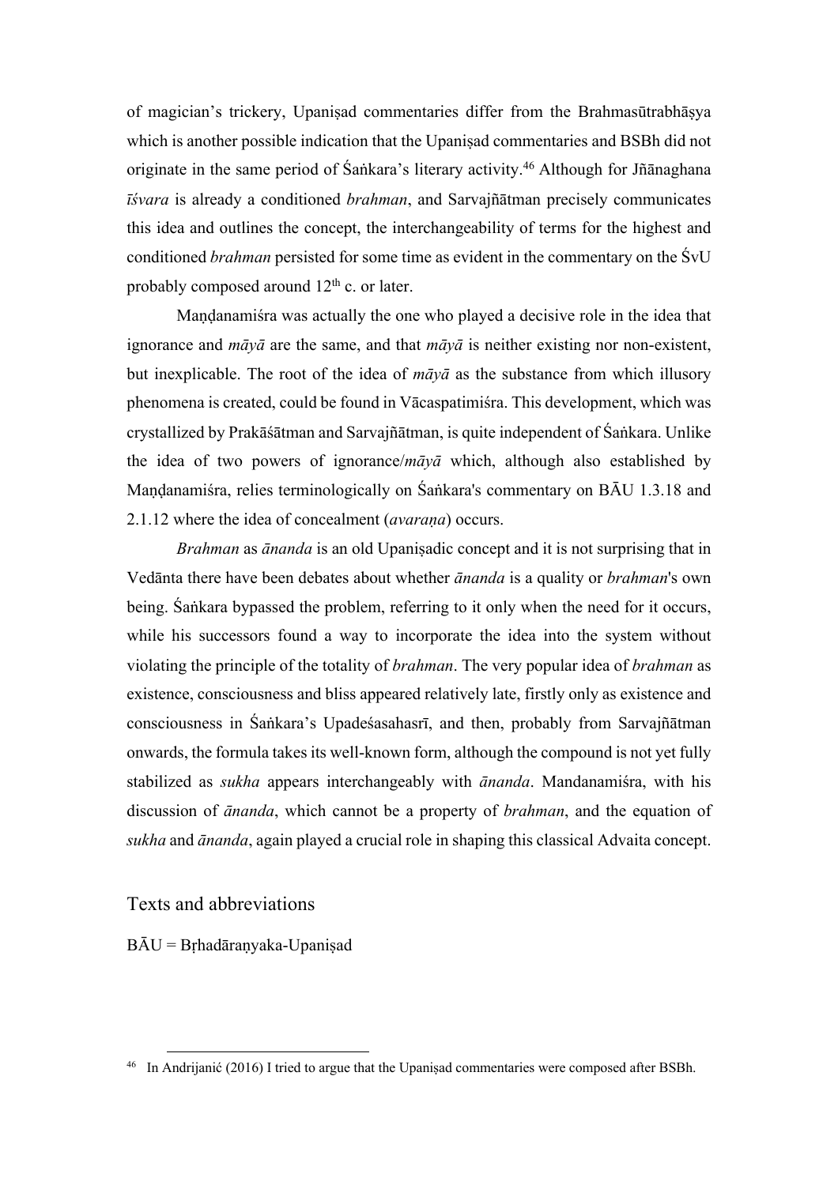of magician's trickery, Upaniṣad commentaries differ from the Brahmasūtrabhāṣya which is another possible indication that the Upaniṣad commentaries and BSBh did not originate in the same period of Śaṅkara's literary activity.[46] Although for Jñānaghana *īśvara* is already a conditioned *brahman*, and Sarvajñātman precisely communicates this idea and outlines the concept, the interchangeability of terms for the highest and conditioned *brahman* persisted for some time as evident in the commentary on the ŚvU probably composed around 12th c. or later.

Maṇḍanamiśra was actually the one who played a decisive role in the idea that ignorance and *māyā* are the same, and that *māyā* is neither existing nor non-existent, but inexplicable. The root of the idea of *māyā* as the substance from which illusory phenomena is created, could be found in Vācaspatimiśra. This development, which was crystallized by Prakāśātman and Sarvajñātman, is quite independent of Śaṅkara. Unlike the idea of two powers of ignorance/*māyā* which, although also established by Maṇḍanamiśra, relies terminologically on Śaṅkara's commentary on BĀU 1.3.18 and 2.1.12 where the idea of concealment (*avaraṇa*) occurs.

*Brahman* as *ānanda* is an old Upaniṣadic concept and it is not surprising that in Vedānta there have been debates about whether *ānanda* is a quality or *brahman*'s own being. Śaṅkara bypassed the problem, referring to it only when the need for it occurs, while his successors found a way to incorporate the idea into the system without violating the principle of the totality of *brahman*. The very popular idea of *brahman* as existence, consciousness and bliss appeared relatively late, firstly only as existence and consciousness in Śaṅkara's Upadeśasahasrī, and then, probably from Sarvajñātman onwards, the formula takes its well-known form, although the compound is not yet fully stabilized as *sukha* appears interchangeably with *ānanda*. Mandanamiśra, with his discussion of *ānanda*, which cannot be a property of *brahman*, and the equation of *sukha* and *ānanda*, again played a crucial role in shaping this classical Advaita concept.

## Texts and abbreviations

BĀU = Bṛhadāraṇyaka-Upaniṣad

[46] In Andrijanić (2016) I tried to argue that the Upaniṣad commentaries were composed after BSBh.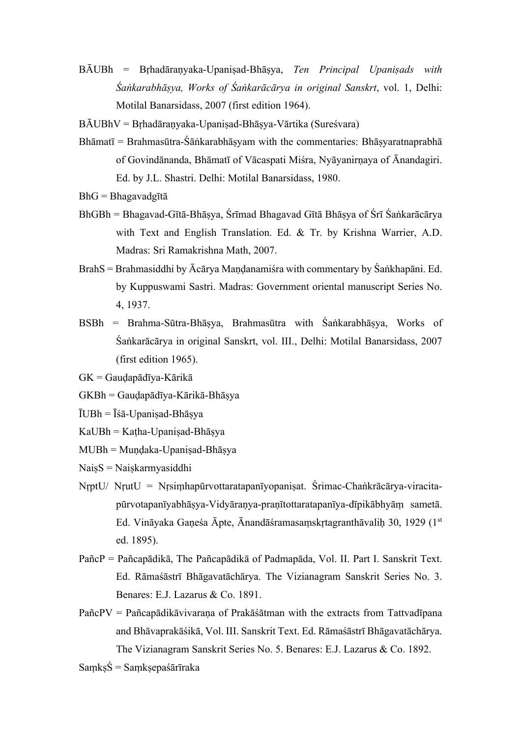BĀUBh = Bṛhadāraṇyaka-Upaniṣad-Bhāṣya, *Ten Principal Upaniṣads with Śaṅkarabhāṣya, Works of Śaṅkarācārya in original Sanskrt*, vol. 1, Delhi: Motilal Banarsidass, 2007 (first edition 1964).

BĀUBhV = Bṛhadāraṇyaka-Upaniṣad-Bhāṣya-Vārtika (Sureśvara)

Bhāmatī = Brahmasūtra-Śāṅkarabhāṣyam with the commentaries: Bhāṣyaratnaprabhā of Govindānanda, Bhāmatī of Vācaspati Miśra, Nyāyanirṇaya of Ānandagiri. Ed. by J.L. Shastri. Delhi: Motilal Banarsidass, 1980.

BhG = Bhagavadgītā

BhGBh = Bhagavad-Gītā-Bhāṣya, Śrīmad Bhagavad Gītā Bhāṣya of Śrī Śaṅkarācārya with Text and English Translation. Ed. & Tr. by Krishna Warrier, A.D. Madras: Sri Ramakrishna Math, 2007.

BrahS = Brahmasiddhi by Ācārya Maṇḍanamiśra with commentary by Śaṅkhapāni. Ed. by Kuppuswami Sastri. Madras: Government oriental manuscript Series No. 4, 1937.

BSBh = Brahma-Sūtra-Bhāṣya, Brahmasūtra with Śaṅkarabhāṣya, Works of Śaṅkarācārya in original Sanskrt, vol. III., Delhi: Motilal Banarsidass, 2007 (first edition 1965).

GK = Gauḍapādīya-Kārikā

GKBh = Gauḍapādīya-Kārikā-Bhāṣya

ĪUBh = Īśā-Upaniṣad-Bhāṣya

KaUBh = Kaṭha-Upaniṣad-Bhāṣya

MUBh = Muṇḍaka-Upaniṣad-Bhāṣya

NaiṣS = Naiṣkarmyasiddhi

NṛptU/ NṛutU = Nṛsiṃhapūrvottaratapanīyopaniṣat. Śrimac-Chaṅkrācārya-viracita-pūrvotapanīyabhāṣya-Vidyāraṇya-praṇītottaratapanīya-dīpikābhyāṃ sametā. Ed. Vināyaka Gaṇeśa Āpte, Ānandāśramasaṃskṛtagranthāvaliḥ 30, 1929 (1st ed. 1895).

PañcP = Pañcapādikā, The Pañcapādikā of Padmapāda, Vol. II. Part I. Sanskrit Text. Ed. Rāmaśāstrī Bhāgavatāchārya. The Vizianagram Sanskrit Series No. 3. Benares: E.J. Lazarus & Co. 1891.

PañcPV = Pañcapādikāvivaraṇa of Prakāśātman with the extracts from Tattvadīpana and Bhāvaprakāśikā, Vol. III. Sanskrit Text. Ed. Rāmaśāstrī Bhāgavatāchārya. The Vizianagram Sanskrit Series No. 5. Benares: E.J. Lazarus & Co. 1892.

SaṃkṣŚ = Saṃkṣepaśārīraka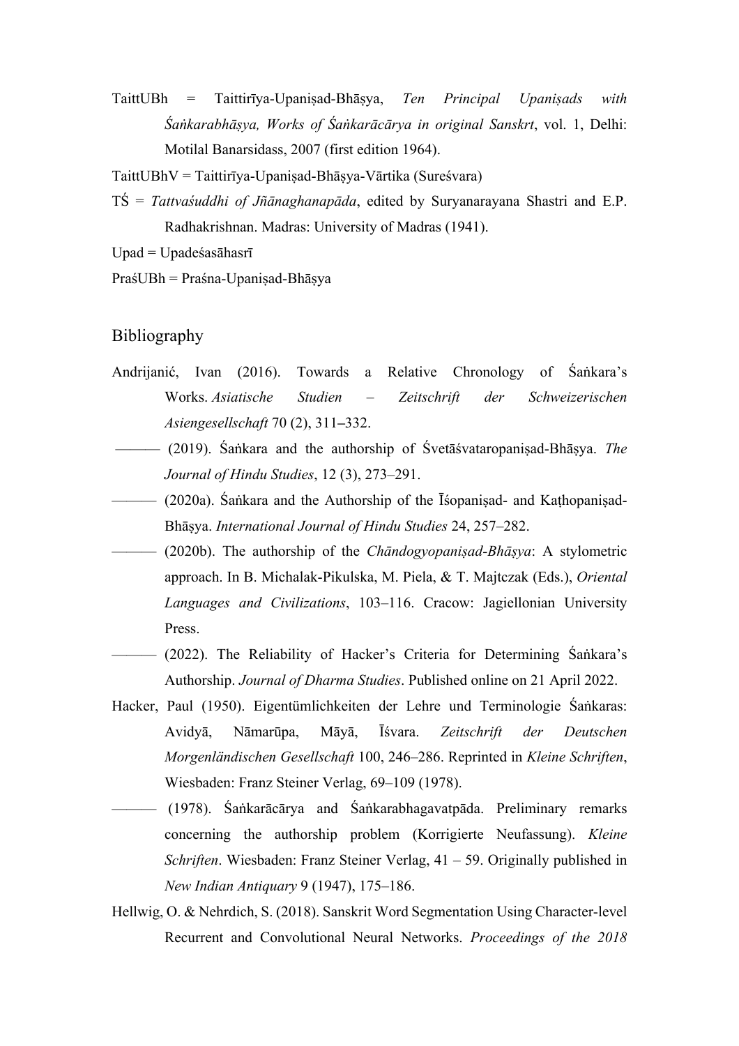TaittUBh = Taittirīya-Upaniṣad-Bhāṣya, *Ten Principal Upaniṣads with Śaṅkarabhāṣya, Works of Śaṅkarācārya in original Sanskrt*, vol. 1, Delhi: Motilal Banarsidass, 2007 (first edition 1964).

TaittUBhV = Taittirīya-Upaniṣad-Bhāṣya-Vārtika (Sureśvara)

TŚ = *Tattvaśuddhi of Jñānaghanapāda*, edited by Suryanarayana Shastri and E.P. Radhakrishnan. Madras: University of Madras (1941).

Upad = Upadeśasāhasrī

PraśUBh = Praśna-Upaniṣad-Bhāṣya

## Bibliography

Andrijanić, Ivan (2016). Towards a Relative Chronology of Śaṅkara's Works. *Asiatische Studien – Zeitschrift der Schweizerischen Asiengesellschaft* 70 (2), 311–332.

——— (2019). Śaṅkara and the authorship of Śvetāśvataropaniṣad-Bhāṣya. *The Journal of Hindu Studies*, 12 (3), 273–291.

——— (2020a). Śaṅkara and the Authorship of the Īśopaniṣad- and Kaṭhopaniṣad-Bhāṣya. *International Journal of Hindu Studies* 24, 257–282.

——— (2020b). The authorship of the *Chāndogyopaniṣad-Bhāṣya*: A stylometric approach. In B. Michalak-Pikulska, M. Piela, & T. Majtczak (Eds.), *Oriental Languages and Civilizations*, 103–116. Cracow: Jagiellonian University Press.

——— (2022). The Reliability of Hacker's Criteria for Determining Śaṅkara's Authorship. *Journal of Dharma Studies*. Published online on 21 April 2022.

Hacker, Paul (1950). Eigentümlichkeiten der Lehre und Terminologie Śaṅkaras: Avidyā, Nāmarūpa, Māyā, Īśvara. *Zeitschrift der Deutschen Morgenländischen Gesellschaft* 100, 246–286. Reprinted in *Kleine Schriften*, Wiesbaden: Franz Steiner Verlag, 69–109 (1978).

——— (1978). Śaṅkarācārya and Śaṅkarabhagavatpāda. Preliminary remarks concerning the authorship problem (Korrigierte Neufassung). *Kleine Schriften*. Wiesbaden: Franz Steiner Verlag, 41 – 59. Originally published in *New Indian Antiquary* 9 (1947), 175–186.

Hellwig, O. & Nehrdich, S. (2018). Sanskrit Word Segmentation Using Character-level Recurrent and Convolutional Neural Networks. *Proceedings of the 2018*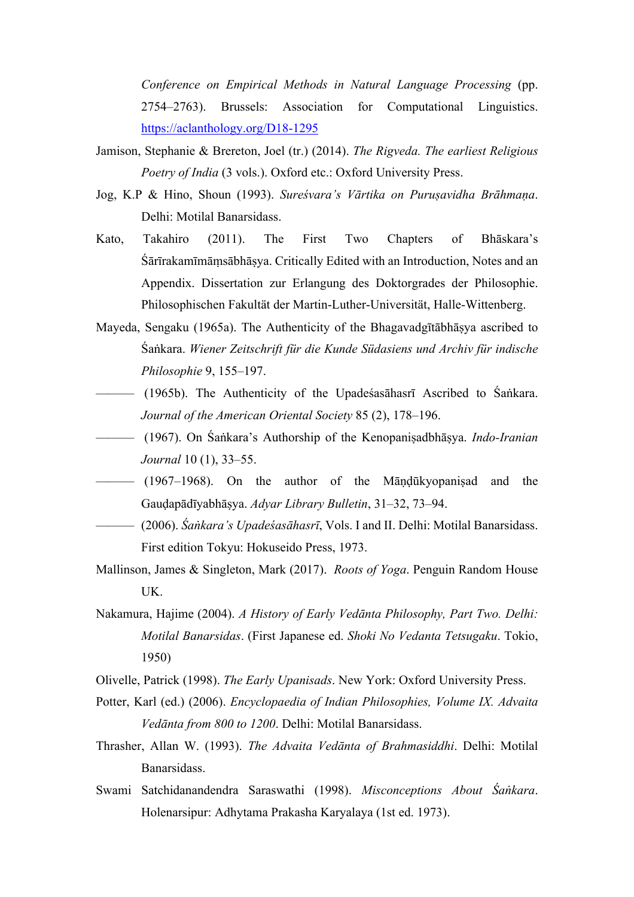*Conference on Empirical Methods in Natural Language Processing* (pp. 2754–2763). Brussels: Association for Computational Linguistics. https://aclanthology.org/D18-1295

Jamison, Stephanie & Brereton, Joel (tr.) (2014). *The Rigveda. The earliest Religious Poetry of India* (3 vols.). Oxford etc.: Oxford University Press.

Jog, K.P & Hino, Shoun (1993). *Sureśvara's Vārtika on Puruṣavidha Brāhmaṇa*. Delhi: Motilal Banarsidass.

Kato, Takahiro (2011). The First Two Chapters of Bhāskara's Śārīrakamīmāṃsābhāṣya. Critically Edited with an Introduction, Notes and an Appendix. Dissertation zur Erlangung des Doktorgrades der Philosophie. Philosophischen Fakultät der Martin-Luther-Universität, Halle-Wittenberg.

Mayeda, Sengaku (1965a). The Authenticity of the Bhagavadgītābhāṣya ascribed to Śaṅkara. *Wiener Zeitschrift für die Kunde Südasiens und Archiv für indische Philosophie* 9, 155–197.

——— (1965b). The Authenticity of the Upadeśasāhasrī Ascribed to Śaṅkara. *Journal of the American Oriental Society* 85 (2), 178–196.

——— (1967). On Śaṅkara's Authorship of the Kenopaniṣadbhāṣya. *Indo-Iranian Journal* 10 (1), 33–55.

——— (1967–1968). On the author of the Māṇḍūkyopaniṣad and the Gauḍapādīyabhāṣya. *Adyar Library Bulletin*, 31–32, 73–94.

——— (2006). *Śaṅkara's Upadeśasāhasrī*, Vols. I and II. Delhi: Motilal Banarsidass. First edition Tokyu: Hokuseido Press, 1973.

Mallinson, James & Singleton, Mark (2017). *Roots of Yoga*. Penguin Random House UK.

Nakamura, Hajime (2004). *A History of Early Vedānta Philosophy, Part Two. Delhi: Motilal Banarsidas*. (First Japanese ed. *Shoki No Vedanta Tetsugaku*. Tokio, 1950)

Olivelle, Patrick (1998). *The Early Upanisads*. New York: Oxford University Press.

Potter, Karl (ed.) (2006). *Encyclopaedia of Indian Philosophies, Volume IX. Advaita Vedānta from 800 to 1200*. Delhi: Motilal Banarsidass.

Thrasher, Allan W. (1993). *The Advaita Vedānta of Brahmasiddhi*. Delhi: Motilal Banarsidass.

Swami Satchidanandendra Saraswathi (1998). *Misconceptions About Śaṅkara*. Holenarsipur: Adhytama Prakasha Karyalaya (1st ed. 1973).